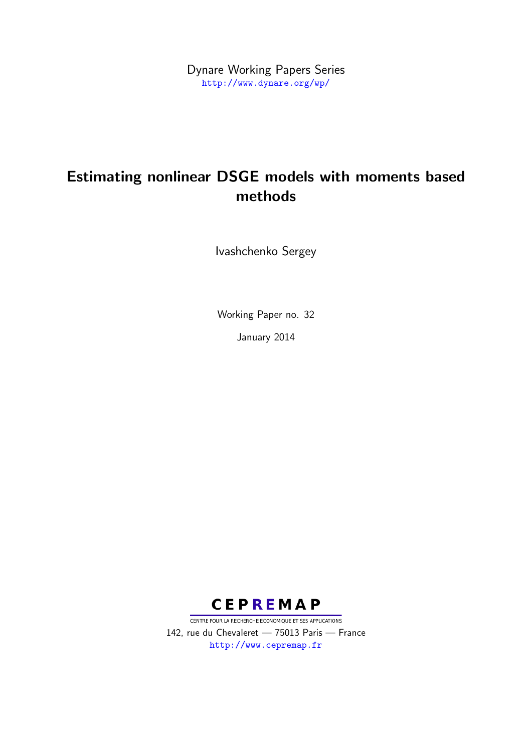Dynare Working Papers Series
http://www.dynare.org/wp/

# Estimating nonlinear DSGE models with moments based methods

Ivashchenko Sergey

Working Paper no. 32

January 2014

**CEPREMAP**

CENTRE POUR LA RECHERCHE ECONOMIQUE ET SES APPLICATIONS

142, rue du Chevaleret — 75013 Paris — France

http://www.cepremap.fr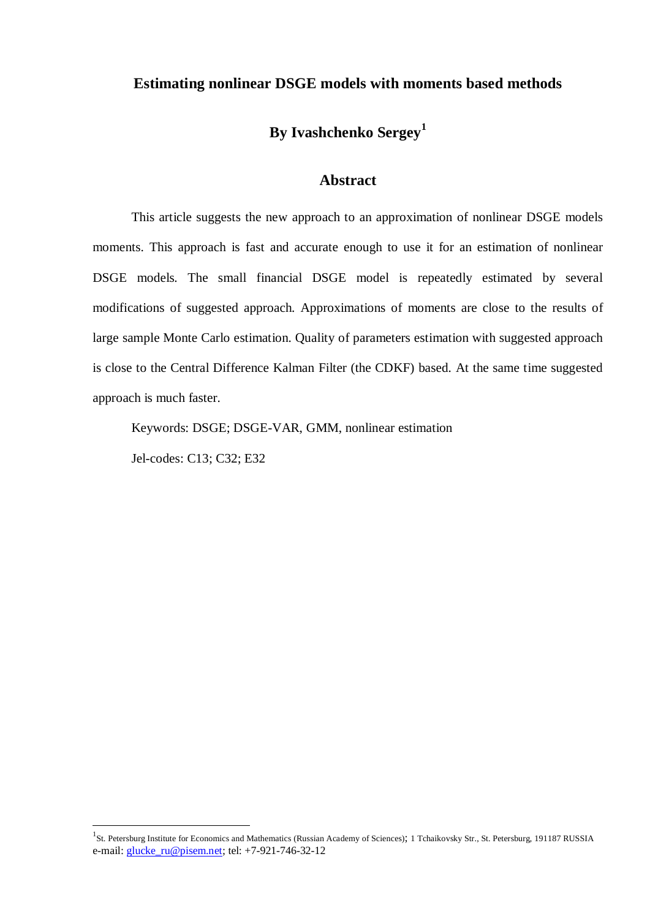# Estimating nonlinear DSGE models with moments based methods

## By Ivashchenko Sergey[1]

## Abstract

This article suggests the new approach to an approximation of nonlinear DSGE models moments. This approach is fast and accurate enough to use it for an estimation of nonlinear DSGE models. The small financial DSGE model is repeatedly estimated by several modifications of suggested approach. Approximations of moments are close to the results of large sample Monte Carlo estimation. Quality of parameters estimation with suggested approach is close to the Central Difference Kalman Filter (the CDKF) based. At the same time suggested approach is much faster.

Keywords: DSGE; DSGE-VAR, GMM, nonlinear estimation

Jel-codes: C13; C32; E32

---

[1] St. Petersburg Institute for Economics and Mathematics (Russian Academy of Sciences); 1 Tchaikovsky Str., St. Petersburg, 191187 RUSSIA
e-mail: glucke_ru@pisem.net; tel: +7-921-746-32-12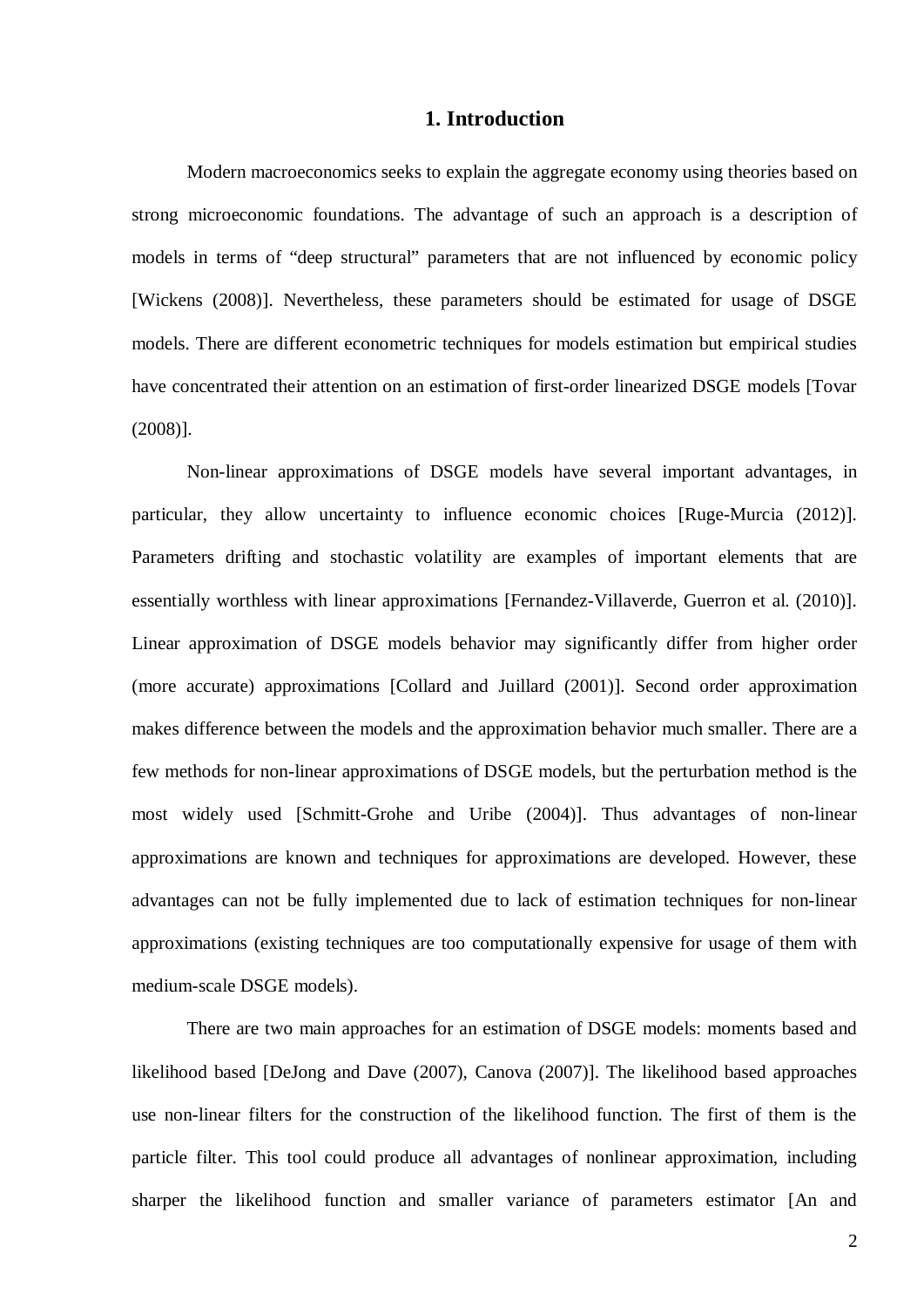# 1. Introduction

Modern macroeconomics seeks to explain the aggregate economy using theories based on strong microeconomic foundations. The advantage of such an approach is a description of models in terms of "deep structural" parameters that are not influenced by economic policy [Wickens (2008)]. Nevertheless, these parameters should be estimated for usage of DSGE models. There are different econometric techniques for models estimation but empirical studies have concentrated their attention on an estimation of first-order linearized DSGE models [Tovar (2008)].

Non-linear approximations of DSGE models have several important advantages, in particular, they allow uncertainty to influence economic choices [Ruge-Murcia (2012)]. Parameters drifting and stochastic volatility are examples of important elements that are essentially worthless with linear approximations [Fernandez-Villaverde, Guerron et al. (2010)]. Linear approximation of DSGE models behavior may significantly differ from higher order (more accurate) approximations [Collard and Juillard (2001)]. Second order approximation makes difference between the models and the approximation behavior much smaller. There are a few methods for non-linear approximations of DSGE models, but the perturbation method is the most widely used [Schmitt-Grohe and Uribe (2004)]. Thus advantages of non-linear approximations are known and techniques for approximations are developed. However, these advantages can not be fully implemented due to lack of estimation techniques for non-linear approximations (existing techniques are too computationally expensive for usage of them with medium-scale DSGE models).

There are two main approaches for an estimation of DSGE models: moments based and likelihood based [DeJong and Dave (2007), Canova (2007)]. The likelihood based approaches use non-linear filters for the construction of the likelihood function. The first of them is the particle filter. This tool could produce all advantages of nonlinear approximation, including sharper the likelihood function and smaller variance of parameters estimator [An and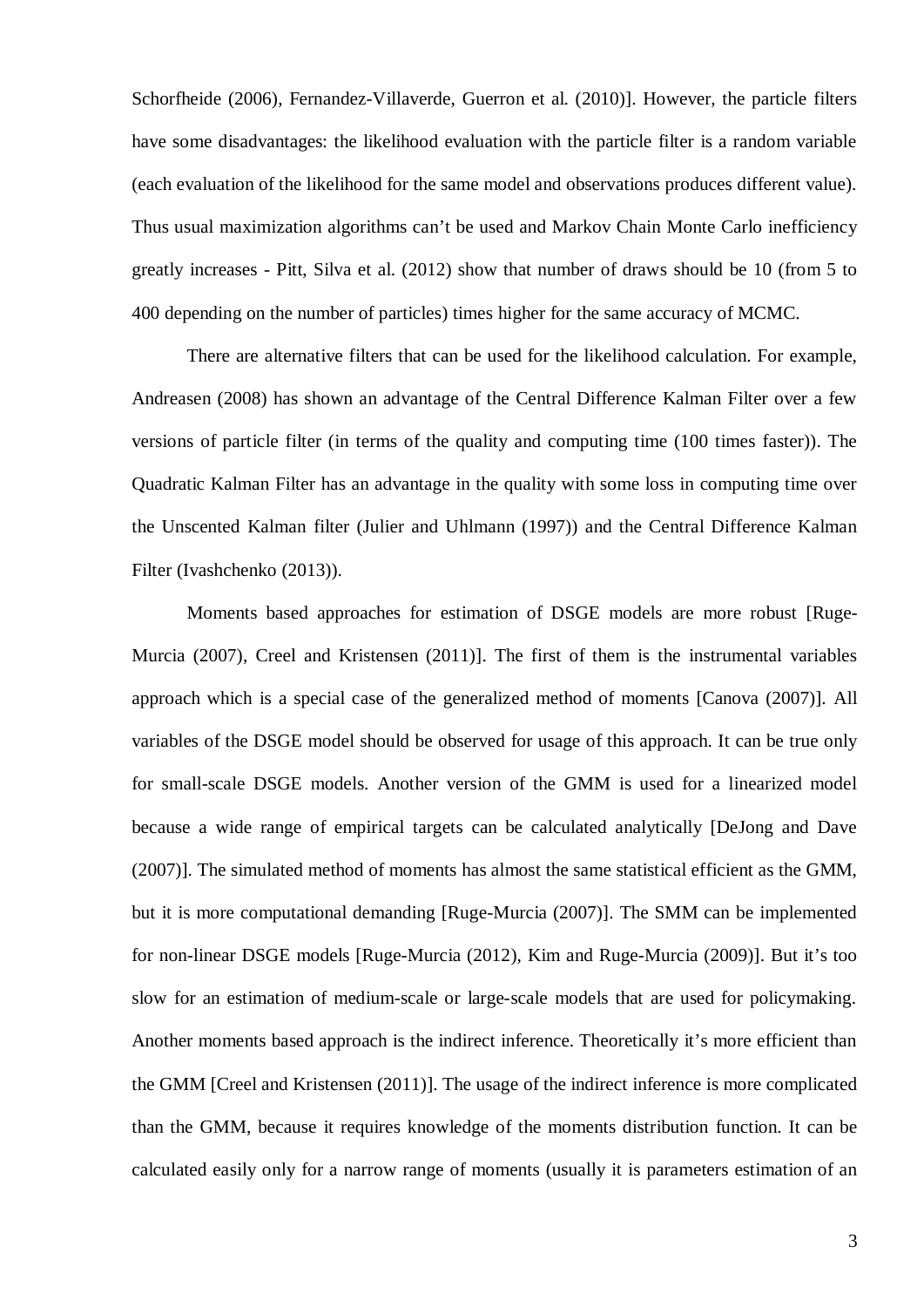Schorfheide (2006), Fernandez-Villaverde, Guerron et al. (2010)]. However, the particle filters have some disadvantages: the likelihood evaluation with the particle filter is a random variable (each evaluation of the likelihood for the same model and observations produces different value). Thus usual maximization algorithms can't be used and Markov Chain Monte Carlo inefficiency greatly increases - Pitt, Silva et al. (2012) show that number of draws should be 10 (from 5 to 400 depending on the number of particles) times higher for the same accuracy of MCMC.

There are alternative filters that can be used for the likelihood calculation. For example, Andreasen (2008) has shown an advantage of the Central Difference Kalman Filter over a few versions of particle filter (in terms of the quality and computing time (100 times faster)). The Quadratic Kalman Filter has an advantage in the quality with some loss in computing time over the Unscented Kalman filter (Julier and Uhlmann (1997)) and the Central Difference Kalman Filter (Ivashchenko (2013)).

Moments based approaches for estimation of DSGE models are more robust [Ruge-Murcia (2007), Creel and Kristensen (2011)]. The first of them is the instrumental variables approach which is a special case of the generalized method of moments [Canova (2007)]. All variables of the DSGE model should be observed for usage of this approach. It can be true only for small-scale DSGE models. Another version of the GMM is used for a linearized model because a wide range of empirical targets can be calculated analytically [DeJong and Dave (2007)]. The simulated method of moments has almost the same statistical efficient as the GMM, but it is more computational demanding [Ruge-Murcia (2007)]. The SMM can be implemented for non-linear DSGE models [Ruge-Murcia (2012), Kim and Ruge-Murcia (2009)]. But it's too slow for an estimation of medium-scale or large-scale models that are used for policymaking. Another moments based approach is the indirect inference. Theoretically it's more efficient than the GMM [Creel and Kristensen (2011)]. The usage of the indirect inference is more complicated than the GMM, because it requires knowledge of the moments distribution function. It can be calculated easily only for a narrow range of moments (usually it is parameters estimation of an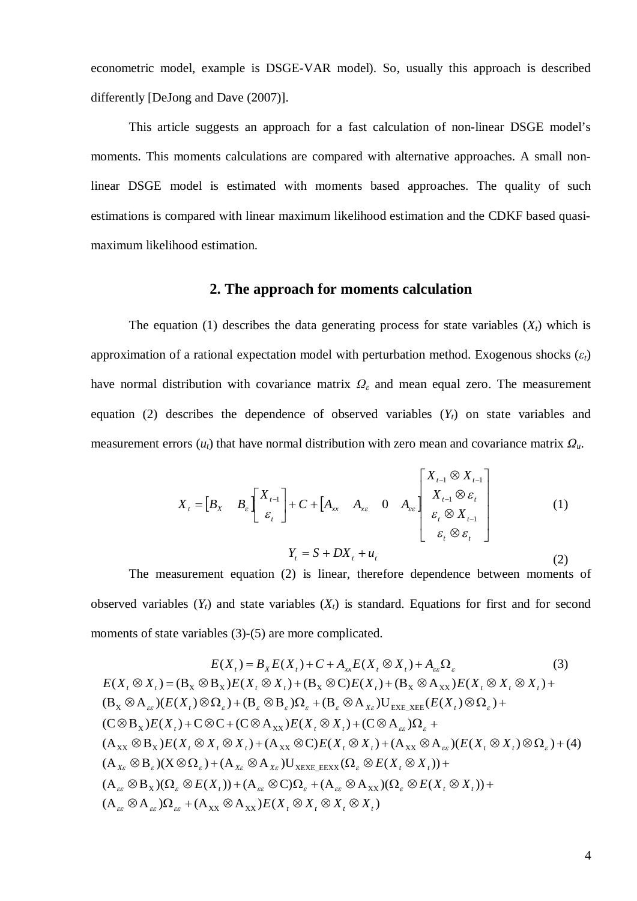econometric model, example is DSGE-VAR model). So, usually this approach is described differently [DeJong and Dave (2007)].

This article suggests an approach for a fast calculation of non-linear DSGE model's moments. This moments calculations are compared with alternative approaches. A small non-linear DSGE model is estimated with moments based approaches. The quality of such estimations is compared with linear maximum likelihood estimation and the CDKF based quasi-maximum likelihood estimation.

## 2. The approach for moments calculation

The equation (1) describes the data generating process for state variables ($X_t$) which is approximation of a rational expectation model with perturbation method. Exogenous shocks ($\varepsilon_t$) have normal distribution with covariance matrix $\Omega_\varepsilon$ and mean equal zero. The measurement equation (2) describes the dependence of observed variables ($Y_t$) on state variables and measurement errors ($u_t$) that have normal distribution with zero mean and covariance matrix $\Omega_u$.

$$X_t = \begin{bmatrix} B_X & B_\varepsilon \end{bmatrix} \begin{bmatrix} X_{t-1} \\ \varepsilon_t \end{bmatrix} + C + \begin{bmatrix} A_{xx} & A_{x\varepsilon} & 0 & A_{\varepsilon\varepsilon} \end{bmatrix} \begin{bmatrix} X_{t-1} \otimes X_{t-1} \\ X_{t-1} \otimes \varepsilon_t \\ \varepsilon_t \otimes X_{t-1} \\ \varepsilon_t \otimes \varepsilon_t \end{bmatrix} \tag{1}$$

$$Y_t = S + DX_t + u_t \tag{2}$$

The measurement equation (2) is linear, therefore dependence between moments of observed variables ($Y_t$) and state variables ($X_t$) is standard. Equations for first and for second moments of state variables (3)-(5) are more complicated.

$$E(X_t) = B_X E(X_t) + C + A_{xx} E(X_t \otimes X_t) + A_{\varepsilon\varepsilon}\Omega_\varepsilon \tag{3}$$

$$\begin{aligned}
E(X_t \otimes X_t) = {} & (\mathrm{B_X} \otimes \mathrm{B_X}) E(X_t \otimes X_t) + (\mathrm{B_X} \otimes \mathrm{C}) E(X_t) + (\mathrm{B_X} \otimes \mathrm{A_{XX}}) E(X_t \otimes X_t \otimes X_t) + \\
& (\mathrm{B_X} \otimes \mathrm{A}_{\varepsilon\varepsilon})(E(X_t) \otimes \Omega_\varepsilon) + (\mathrm{B}_\varepsilon \otimes \mathrm{B}_\varepsilon)\Omega_\varepsilon + (\mathrm{B}_\varepsilon \otimes \mathrm{A}_{X\varepsilon})\mathrm{U_{EXE\_XEE}}(E(X_t) \otimes \Omega_\varepsilon) + \\
& (\mathrm{C} \otimes \mathrm{B_X}) E(X_t) + \mathrm{C} \otimes \mathrm{C} + (\mathrm{C} \otimes \mathrm{A_{XX}}) E(X_t \otimes X_t) + (\mathrm{C} \otimes \mathrm{A}_{\varepsilon\varepsilon})\Omega_\varepsilon + \\
& (\mathrm{A_{XX}} \otimes \mathrm{B_X}) E(X_t \otimes X_t \otimes X_t) + (\mathrm{A_{XX}} \otimes \mathrm{C}) E(X_t \otimes X_t) + (\mathrm{A_{XX}} \otimes \mathrm{A}_{\varepsilon\varepsilon})(E(X_t \otimes X_t) \otimes \Omega_\varepsilon) + \\
& (\mathrm{A}_{X\varepsilon} \otimes \mathrm{B}_\varepsilon)(X \otimes \Omega_\varepsilon) + (\mathrm{A}_{X\varepsilon} \otimes \mathrm{A}_{X\varepsilon})\mathrm{U_{XEXE\_EEXX}}(\Omega_\varepsilon \otimes E(X_t \otimes X_t)) + \\
& (\mathrm{A}_{\varepsilon\varepsilon} \otimes \mathrm{B_X})(\Omega_\varepsilon \otimes E(X_t)) + (\mathrm{A}_{\varepsilon\varepsilon} \otimes \mathrm{C})\Omega_\varepsilon + (\mathrm{A}_{\varepsilon\varepsilon} \otimes \mathrm{A_{XX}})(\Omega_\varepsilon \otimes E(X_t \otimes X_t)) + \\
& (\mathrm{A}_{\varepsilon\varepsilon} \otimes \mathrm{A}_{\varepsilon\varepsilon})\Omega_{\varepsilon\varepsilon} + (\mathrm{A_{XX}} \otimes \mathrm{A_{XX}}) E(X_t \otimes X_t \otimes X_t \otimes X_t)
\end{aligned} \tag{4}$$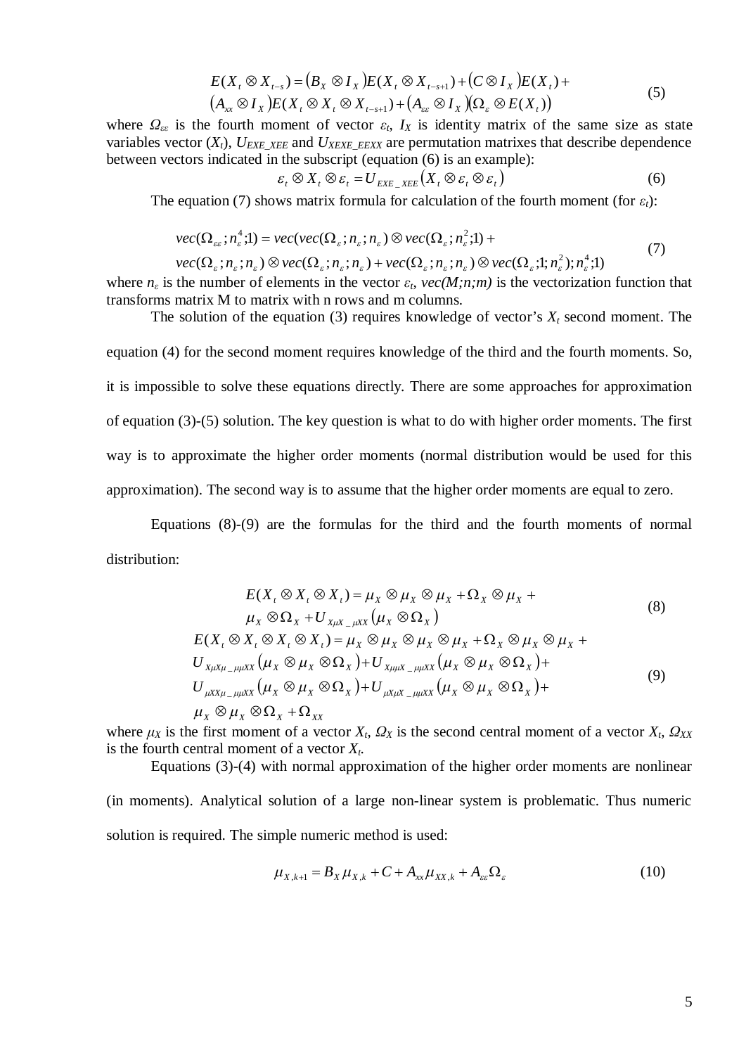$$E(X_t \otimes X_{t-s}) = (B_X \otimes I_X)E(X_t \otimes X_{t-s+1}) + (C \otimes I_X)E(X_t) + (A_{xx} \otimes I_X)E(X_t \otimes X_t \otimes X_{t-s+1}) + (A_{\varepsilon\varepsilon} \otimes I_X)(\Omega_\varepsilon \otimes E(X_t)) \tag{5}$$

where $\Omega_{\varepsilon\varepsilon}$ is the fourth moment of vector $\varepsilon_t$, $I_X$ is identity matrix of the same size as state variables vector ($X_t$), $U_{EXE\_XEE}$ and $U_{XEXE\_EEXX}$ are permutation matrixes that describe dependence between vectors indicated in the subscript (equation (6) is an example):

$$\varepsilon_t \otimes X_t \otimes \varepsilon_t = U_{EXE\_XEE}(X_t \otimes \varepsilon_t \otimes \varepsilon_t) \tag{6}$$

The equation (7) shows matrix formula for calculation of the fourth moment (for $\varepsilon_t$):

$$vec(\Omega_{\varepsilon\varepsilon}; n_\varepsilon^4; 1) = vec(vec(\Omega_\varepsilon; n_\varepsilon; n_\varepsilon) \otimes vec(\Omega_\varepsilon; n_\varepsilon^2; 1) + vec(\Omega_\varepsilon; n_\varepsilon; n_\varepsilon) \otimes vec(\Omega_\varepsilon; n_\varepsilon; n_\varepsilon) + vec(\Omega_\varepsilon; n_\varepsilon; n_\varepsilon) \otimes vec(\Omega_\varepsilon; 1; n_\varepsilon^2); n_\varepsilon^4; 1) \tag{7}$$

where $n_\varepsilon$ is the number of elements in the vector $\varepsilon_t$, *vec(M;n;m)* is the vectorization function that transforms matrix M to matrix with n rows and m columns.

The solution of the equation (3) requires knowledge of vector's $X_t$ second moment. The equation (4) for the second moment requires knowledge of the third and the fourth moments. So, it is impossible to solve these equations directly. There are some approaches for approximation of equation (3)-(5) solution. The key question is what to do with higher order moments. The first way is to approximate the higher order moments (normal distribution would be used for this approximation). The second way is to assume that the higher order moments are equal to zero.

Equations (8)-(9) are the formulas for the third and the fourth moments of normal distribution:

$$E(X_t \otimes X_t \otimes X_t) = \mu_X \otimes \mu_X \otimes \mu_X + \Omega_X \otimes \mu_X + \mu_X \otimes \Omega_X + U_{X\mu X\_\mu XX}(\mu_X \otimes \Omega_X) \tag{8}$$

$$\begin{aligned} E(X_t \otimes X_t \otimes X_t \otimes X_t) = {} & \mu_X \otimes \mu_X \otimes \mu_X \otimes \mu_X + \Omega_X \otimes \mu_X \otimes \mu_X + \\ & U_{X\mu X\mu\_\mu\mu XX}(\mu_X \otimes \mu_X \otimes \Omega_X) + U_{X\mu\mu X\_\mu\mu XX}(\mu_X \otimes \mu_X \otimes \Omega_X) + \\ & U_{\mu XX\mu\_\mu\mu XX}(\mu_X \otimes \mu_X \otimes \Omega_X) + U_{\mu X\mu X\_\mu\mu XX}(\mu_X \otimes \mu_X \otimes \Omega_X) + \\ & \mu_X \otimes \mu_X \otimes \Omega_X + \Omega_{XX} \end{aligned} \tag{9}$$

where $\mu_X$ is the first moment of a vector $X_t$, $\Omega_X$ is the second central moment of a vector $X_t$, $\Omega_{XX}$ is the fourth central moment of a vector $X_t$.

Equations (3)-(4) with normal approximation of the higher order moments are nonlinear (in moments). Analytical solution of a large non-linear system is problematic. Thus numeric solution is required. The simple numeric method is used:

$$\mu_{X,k+1} = B_X \mu_{X,k} + C + A_{xx}\mu_{XX,k} + A_{\varepsilon\varepsilon}\Omega_\varepsilon \tag{10}$$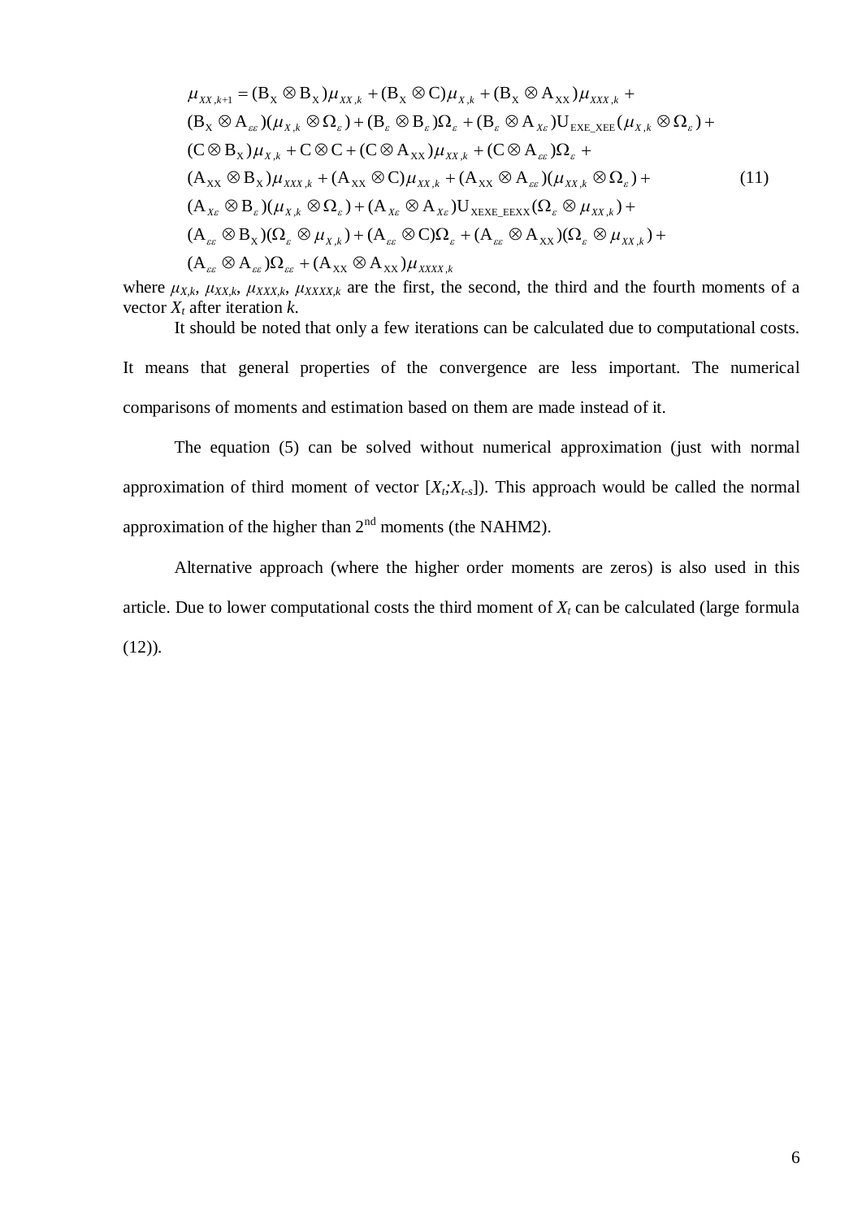$$
\begin{aligned}
\mu_{XX,k+1} = {} & (\mathrm{B_X} \otimes \mathrm{B_X})\mu_{XX,k} + (\mathrm{B_X} \otimes \mathrm{C})\mu_{X,k} + (\mathrm{B_X} \otimes \mathrm{A_{XX}})\mu_{XXX,k} + \\
& (\mathrm{B_X} \otimes \mathrm{A}_{\varepsilon\varepsilon})(\mu_{X,k} \otimes \Omega_\varepsilon) + (\mathrm{B}_\varepsilon \otimes \mathrm{B}_\varepsilon)\Omega_\varepsilon + (\mathrm{B}_\varepsilon \otimes \mathrm{A}_{X\varepsilon})\mathrm{U_{EXE\_XEE}}(\mu_{X,k} \otimes \Omega_\varepsilon) + \\
& (\mathrm{C} \otimes \mathrm{B_X})\mu_{X,k} + \mathrm{C} \otimes \mathrm{C} + (\mathrm{C} \otimes \mathrm{A_{XX}})\mu_{XX,k} + (\mathrm{C} \otimes \mathrm{A}_{\varepsilon\varepsilon})\Omega_\varepsilon + \\
& (\mathrm{A_{XX}} \otimes \mathrm{B_X})\mu_{XXX,k} + (\mathrm{A_{XX}} \otimes \mathrm{C})\mu_{XX,k} + (\mathrm{A_{XX}} \otimes \mathrm{A}_{\varepsilon\varepsilon})(\mu_{XX,k} \otimes \Omega_\varepsilon) + \\
& (\mathrm{A}_{X\varepsilon} \otimes \mathrm{B}_\varepsilon)(\mu_{X,k} \otimes \Omega_\varepsilon) + (\mathrm{A}_{X\varepsilon} \otimes \mathrm{A}_{X\varepsilon})\mathrm{U_{XEXE\_EEXX}}(\Omega_\varepsilon \otimes \mu_{XX,k}) + \\
& (\mathrm{A}_{\varepsilon\varepsilon} \otimes \mathrm{B_X})(\Omega_\varepsilon \otimes \mu_{X,k}) + (\mathrm{A}_{\varepsilon\varepsilon} \otimes \mathrm{C})\Omega_\varepsilon + (\mathrm{A}_{\varepsilon\varepsilon} \otimes \mathrm{A_{XX}})(\Omega_\varepsilon \otimes \mu_{XX,k}) + \\
& (\mathrm{A}_{\varepsilon\varepsilon} \otimes \mathrm{A}_{\varepsilon\varepsilon})\Omega_{\varepsilon\varepsilon} + (\mathrm{A_{XX}} \otimes \mathrm{A_{XX}})\mu_{XXXX,k}
\end{aligned} \tag{11}
$$

where $\mu_{X,k}$, $\mu_{XX,k}$, $\mu_{XXX,k}$, $\mu_{XXXX,k}$ are the first, the second, the third and the fourth moments of a vector $X_t$ after iteration $k$.

It should be noted that only a few iterations can be calculated due to computational costs. It means that general properties of the convergence are less important. The numerical comparisons of moments and estimation based on them are made instead of it.

The equation (5) can be solved without numerical approximation (just with normal approximation of third moment of vector $[X_t;X_{t-s}]$). This approach would be called the normal approximation of the higher than 2$^{nd}$ moments (the NAHM2).

Alternative approach (where the higher order moments are zeros) is also used in this article. Due to lower computational costs the third moment of $X_t$ can be calculated (large formula (12)).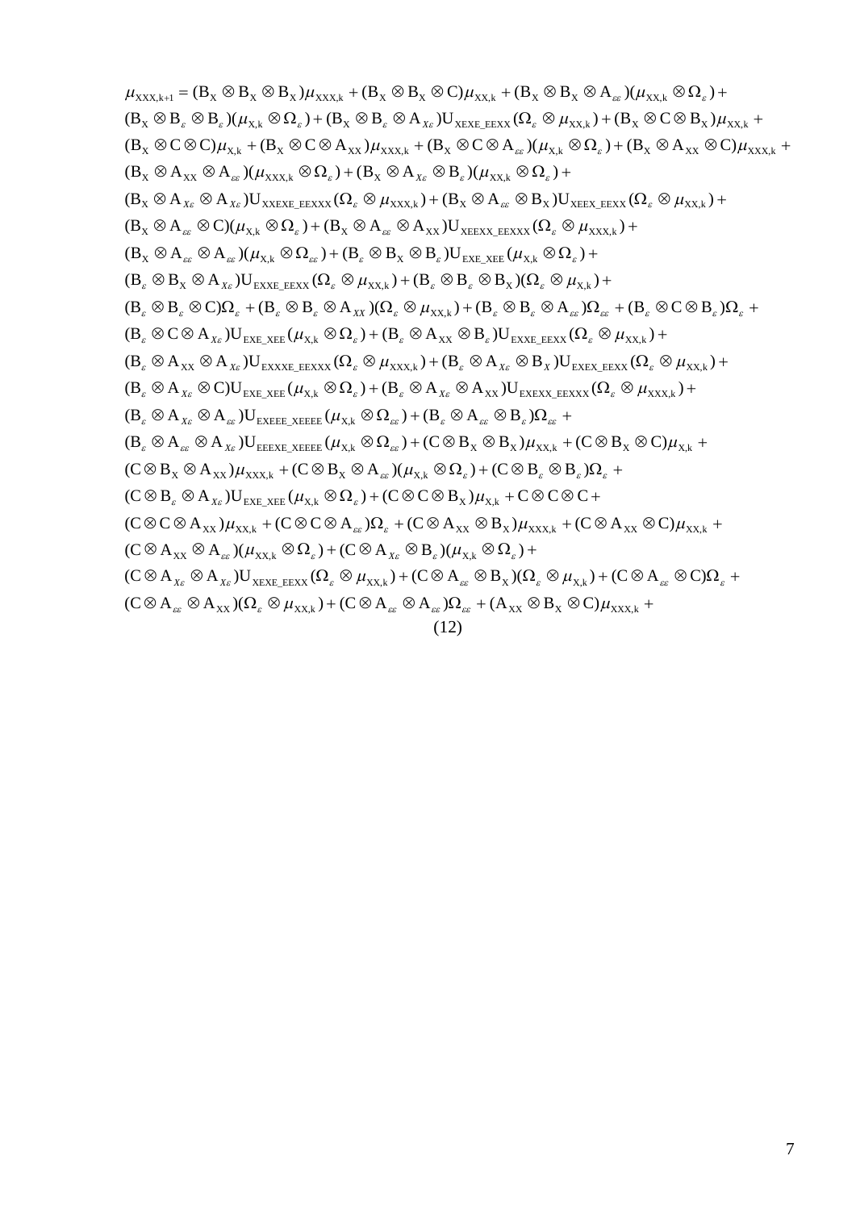$$
\begin{aligned}
\mu_{XXX,k+1} &= (B_X \otimes B_X \otimes B_X)\mu_{XXX,k} + (B_X \otimes B_X \otimes C)\mu_{XX,k} + (B_X \otimes B_X \otimes A_{\varepsilon\varepsilon})(\mu_{XX,k} \otimes \Omega_\varepsilon) + \\
&(B_X \otimes B_\varepsilon \otimes B_\varepsilon)(\mu_{X,k} \otimes \Omega_\varepsilon) + (B_X \otimes B_\varepsilon \otimes A_{X\varepsilon})U_{XEXE\_EEXX}(\Omega_\varepsilon \otimes \mu_{XX,k}) + (B_X \otimes C \otimes B_X)\mu_{XX,k} + \\
&(B_X \otimes C \otimes C)\mu_{X,k} + (B_X \otimes C \otimes A_{XX})\mu_{XXX,k} + (B_X \otimes C \otimes A_{\varepsilon\varepsilon})(\mu_{X,k} \otimes \Omega_\varepsilon) + (B_X \otimes A_{XX} \otimes C)\mu_{XXX,k} + \\
&(B_X \otimes A_{XX} \otimes A_{\varepsilon\varepsilon})(\mu_{XXX,k} \otimes \Omega_\varepsilon) + (B_X \otimes A_{X\varepsilon} \otimes B_\varepsilon)(\mu_{XX,k} \otimes \Omega_\varepsilon) + \\
&(B_X \otimes A_{X\varepsilon} \otimes A_{X\varepsilon})U_{XXEXE\_EEXXX}(\Omega_\varepsilon \otimes \mu_{XXX,k}) + (B_X \otimes A_{\varepsilon\varepsilon} \otimes B_X)U_{XEEX\_EEXX}(\Omega_\varepsilon \otimes \mu_{XX,k}) + \\
&(B_X \otimes A_{\varepsilon\varepsilon} \otimes C)(\mu_{X,k} \otimes \Omega_\varepsilon) + (B_X \otimes A_{\varepsilon\varepsilon} \otimes A_{XX})U_{XEEXX\_EEXXX}(\Omega_\varepsilon \otimes \mu_{XXX,k}) + \\
&(B_X \otimes A_{\varepsilon\varepsilon} \otimes A_{\varepsilon\varepsilon})(\mu_{X,k} \otimes \Omega_{\varepsilon\varepsilon}) + (B_\varepsilon \otimes B_X \otimes B_\varepsilon)U_{EXE\_XEE}(\mu_{X,k} \otimes \Omega_\varepsilon) + \\
&(B_\varepsilon \otimes B_X \otimes A_{X\varepsilon})U_{EXXE\_EEXX}(\Omega_\varepsilon \otimes \mu_{XX,k}) + (B_\varepsilon \otimes B_\varepsilon \otimes B_X)(\Omega_\varepsilon \otimes \mu_{X,k}) + \\
&(B_\varepsilon \otimes B_\varepsilon \otimes C)\Omega_\varepsilon + (B_\varepsilon \otimes B_\varepsilon \otimes A_{XX})(\Omega_\varepsilon \otimes \mu_{XX,k}) + (B_\varepsilon \otimes B_\varepsilon \otimes A_{\varepsilon\varepsilon})\Omega_{\varepsilon\varepsilon} + (B_\varepsilon \otimes C \otimes B_\varepsilon)\Omega_\varepsilon + \\
&(B_\varepsilon \otimes C \otimes A_{X\varepsilon})U_{EXE\_XEE}(\mu_{X,k} \otimes \Omega_\varepsilon) + (B_\varepsilon \otimes A_{XX} \otimes B_\varepsilon)U_{EXXE\_EEXX}(\Omega_\varepsilon \otimes \mu_{XX,k}) + \\
&(B_\varepsilon \otimes A_{XX} \otimes A_{X\varepsilon})U_{EXXXE\_EEXXX}(\Omega_\varepsilon \otimes \mu_{XXX,k}) + (B_\varepsilon \otimes A_{X\varepsilon} \otimes B_X)U_{EXEX\_EEXX}(\Omega_\varepsilon \otimes \mu_{XX,k}) + \\
&(B_\varepsilon \otimes A_{X\varepsilon} \otimes C)U_{EXE\_XEE}(\mu_{X,k} \otimes \Omega_\varepsilon) + (B_\varepsilon \otimes A_{X\varepsilon} \otimes A_{XX})U_{EXEXX\_EEXXX}(\Omega_\varepsilon \otimes \mu_{XXX,k}) + \\
&(B_\varepsilon \otimes A_{X\varepsilon} \otimes A_{\varepsilon\varepsilon})U_{EXEEE\_XEEEE}(\mu_{X,k} \otimes \Omega_{\varepsilon\varepsilon}) + (B_\varepsilon \otimes A_{\varepsilon\varepsilon} \otimes B_\varepsilon)\Omega_{\varepsilon\varepsilon} + \\
&(B_\varepsilon \otimes A_{\varepsilon\varepsilon} \otimes A_{X\varepsilon})U_{EEEXE\_XEEEE}(\mu_{X,k} \otimes \Omega_{\varepsilon\varepsilon}) + (C \otimes B_X \otimes B_X)\mu_{XX,k} + (C \otimes B_X \otimes C)\mu_{X,k} + \\
&(C \otimes B_X \otimes A_{XX})\mu_{XXX,k} + (C \otimes B_X \otimes A_{\varepsilon\varepsilon})(\mu_{X,k} \otimes \Omega_\varepsilon) + (C \otimes B_\varepsilon \otimes B_\varepsilon)\Omega_\varepsilon + \\
&(C \otimes B_\varepsilon \otimes A_{X\varepsilon})U_{EXE\_XEE}(\mu_{X,k} \otimes \Omega_\varepsilon) + (C \otimes C \otimes B_X)\mu_{X,k} + C \otimes C \otimes C + \\
&(C \otimes C \otimes A_{XX})\mu_{XX,k} + (C \otimes C \otimes A_{\varepsilon\varepsilon})\Omega_\varepsilon + (C \otimes A_{XX} \otimes B_X)\mu_{XXX,k} + (C \otimes A_{XX} \otimes C)\mu_{XX,k} + \\
&(C \otimes A_{XX} \otimes A_{\varepsilon\varepsilon})(\mu_{XX,k} \otimes \Omega_\varepsilon) + (C \otimes A_{X\varepsilon} \otimes B_\varepsilon)(\mu_{X,k} \otimes \Omega_\varepsilon) + \\
&(C \otimes A_{X\varepsilon} \otimes A_{X\varepsilon})U_{XEXE\_EEXX}(\Omega_\varepsilon \otimes \mu_{XX,k}) + (C \otimes A_{\varepsilon\varepsilon} \otimes B_X)(\Omega_\varepsilon \otimes \mu_{X,k}) + (C \otimes A_{\varepsilon\varepsilon} \otimes C)\Omega_\varepsilon + \\
&(C \otimes A_{\varepsilon\varepsilon} \otimes A_{XX})(\Omega_\varepsilon \otimes \mu_{XX,k}) + (C \otimes A_{\varepsilon\varepsilon} \otimes A_{\varepsilon\varepsilon})\Omega_{\varepsilon\varepsilon} + (A_{XX} \otimes B_X \otimes C)\mu_{XXX,k} +
\end{aligned}
\tag{12}
$$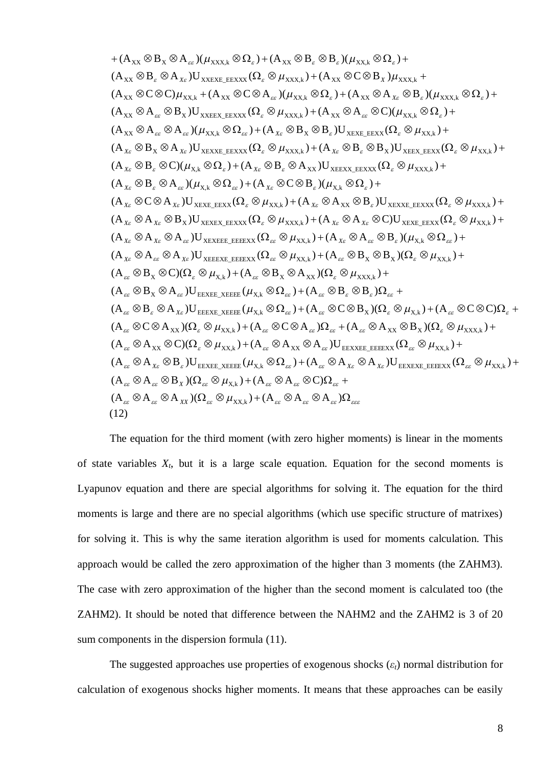$$
\begin{aligned}
&+(\mathrm{A_{XX}} \otimes \mathrm{B_X} \otimes \mathrm{A}_{\varepsilon\varepsilon})(\mu_{\mathrm{XXX,k}} \otimes \Omega_\varepsilon) + (\mathrm{A_{XX}} \otimes \mathrm{B}_\varepsilon \otimes \mathrm{B}_\varepsilon)(\mu_{\mathrm{XX,k}} \otimes \Omega_\varepsilon) + \\
&(\mathrm{A_{XX}} \otimes \mathrm{B}_\varepsilon \otimes \mathrm{A}_{X\varepsilon})\mathrm{U_{XXEXE\_EEXXX}}(\Omega_\varepsilon \otimes \mu_{\mathrm{XXX,k}}) + (\mathrm{A_{XX}} \otimes \mathrm{C} \otimes \mathrm{B}_X)\mu_{\mathrm{XXX,k}} + \\
&(\mathrm{A_{XX}} \otimes \mathrm{C} \otimes \mathrm{C})\mu_{\mathrm{XX,k}} + (\mathrm{A_{XX}} \otimes \mathrm{C} \otimes \mathrm{A}_{\varepsilon\varepsilon})(\mu_{\mathrm{XX,k}} \otimes \Omega_\varepsilon) + (\mathrm{A_{XX}} \otimes \mathrm{A}_{X\varepsilon} \otimes \mathrm{B}_\varepsilon)(\mu_{\mathrm{XXX,k}} \otimes \Omega_\varepsilon) + \\
&(\mathrm{A_{XX}} \otimes \mathrm{A}_{\varepsilon\varepsilon} \otimes \mathrm{B_X})\mathrm{U_{XXEEX\_EEXXX}}(\Omega_\varepsilon \otimes \mu_{\mathrm{XXX,k}}) + (\mathrm{A_{XX}} \otimes \mathrm{A}_{\varepsilon\varepsilon} \otimes \mathrm{C})(\mu_{\mathrm{XX,k}} \otimes \Omega_\varepsilon) + \\
&(\mathrm{A_{XX}} \otimes \mathrm{A}_{\varepsilon\varepsilon} \otimes \mathrm{A}_{\varepsilon\varepsilon})(\mu_{\mathrm{XX,k}} \otimes \Omega_{\varepsilon\varepsilon}) + (\mathrm{A}_{X\varepsilon} \otimes \mathrm{B_X} \otimes \mathrm{B}_\varepsilon)\mathrm{U_{XEXE\_EEXX}}(\Omega_\varepsilon \otimes \mu_{\mathrm{XX,k}}) + \\
&(\mathrm{A}_{X\varepsilon} \otimes \mathrm{B_X} \otimes \mathrm{A}_{X\varepsilon})\mathrm{U_{XEXXE\_EEXXX}}(\Omega_\varepsilon \otimes \mu_{\mathrm{XXX,k}}) + (\mathrm{A}_{X\varepsilon} \otimes \mathrm{B}_\varepsilon \otimes \mathrm{B_X})\mathrm{U_{XEEX\_EEXX}}(\Omega_\varepsilon \otimes \mu_{\mathrm{XX,k}}) + \\
&(\mathrm{A}_{X\varepsilon} \otimes \mathrm{B}_\varepsilon \otimes \mathrm{C})(\mu_{\mathrm{X,k}} \otimes \Omega_\varepsilon) + (\mathrm{A}_{X\varepsilon} \otimes \mathrm{B}_\varepsilon \otimes \mathrm{A_{XX}})\mathrm{U_{XEEXX\_EEXXX}}(\Omega_\varepsilon \otimes \mu_{\mathrm{XXX,k}}) + \\
&(\mathrm{A}_{X\varepsilon} \otimes \mathrm{B}_\varepsilon \otimes \mathrm{A}_{\varepsilon\varepsilon})(\mu_{\mathrm{X,k}} \otimes \Omega_{\varepsilon\varepsilon}) + (\mathrm{A}_{X\varepsilon} \otimes \mathrm{C} \otimes \mathrm{B}_\varepsilon)(\mu_{\mathrm{X,k}} \otimes \Omega_\varepsilon) + \\
&(\mathrm{A}_{X\varepsilon} \otimes \mathrm{C} \otimes \mathrm{A}_{X\varepsilon})\mathrm{U_{XEXE\_EEXX}}(\Omega_\varepsilon \otimes \mu_{\mathrm{XX,k}}) + (\mathrm{A}_{X\varepsilon} \otimes \mathrm{A_{XX}} \otimes \mathrm{B}_\varepsilon)\mathrm{U_{XEXXE\_EEXXX}}(\Omega_\varepsilon \otimes \mu_{\mathrm{XXX,k}}) + \\
&(\mathrm{A}_{X\varepsilon} \otimes \mathrm{A}_{X\varepsilon} \otimes \mathrm{B_X})\mathrm{U_{XEXEX\_EEXXX}}(\Omega_\varepsilon \otimes \mu_{\mathrm{XXX,k}}) + (\mathrm{A}_{X\varepsilon} \otimes \mathrm{A}_{X\varepsilon} \otimes \mathrm{C})\mathrm{U_{XEXE\_EEXX}}(\Omega_\varepsilon \otimes \mu_{\mathrm{XX,k}}) + \\
&(\mathrm{A}_{X\varepsilon} \otimes \mathrm{A}_{X\varepsilon} \otimes \mathrm{A}_{\varepsilon\varepsilon})\mathrm{U_{XEXEEE\_EEEEXX}}(\Omega_{\varepsilon\varepsilon} \otimes \mu_{\mathrm{XX,k}}) + (\mathrm{A}_{X\varepsilon} \otimes \mathrm{A}_{\varepsilon\varepsilon} \otimes \mathrm{B}_\varepsilon)(\mu_{\mathrm{X,k}} \otimes \Omega_{\varepsilon\varepsilon}) + \\
&(\mathrm{A}_{X\varepsilon} \otimes \mathrm{A}_{\varepsilon\varepsilon} \otimes \mathrm{A}_{X\varepsilon})\mathrm{U_{XEEEXE\_EEEEXX}}(\Omega_{\varepsilon\varepsilon} \otimes \mu_{\mathrm{XX,k}}) + (\mathrm{A}_{\varepsilon\varepsilon} \otimes \mathrm{B_X} \otimes \mathrm{B_X})(\Omega_\varepsilon \otimes \mu_{\mathrm{XX,k}}) + \\
&(\mathrm{A}_{\varepsilon\varepsilon} \otimes \mathrm{B_X} \otimes \mathrm{C})(\Omega_\varepsilon \otimes \mu_{\mathrm{X,k}}) + (\mathrm{A}_{\varepsilon\varepsilon} \otimes \mathrm{B_X} \otimes \mathrm{A_{XX}})(\Omega_\varepsilon \otimes \mu_{\mathrm{XXX,k}}) + \\
&(\mathrm{A}_{\varepsilon\varepsilon} \otimes \mathrm{B_X} \otimes \mathrm{A}_{\varepsilon\varepsilon})\mathrm{U_{EEXEE\_XEEEE}}(\mu_{\mathrm{X,k}} \otimes \Omega_{\varepsilon\varepsilon}) + (\mathrm{A}_{\varepsilon\varepsilon} \otimes \mathrm{B}_\varepsilon \otimes \mathrm{B}_\varepsilon)\Omega_{\varepsilon\varepsilon} + \\
&(\mathrm{A}_{\varepsilon\varepsilon} \otimes \mathrm{B}_\varepsilon \otimes \mathrm{A}_{X\varepsilon})\mathrm{U_{EEEXE\_XEEEE}}(\mu_{\mathrm{X,k}} \otimes \Omega_{\varepsilon\varepsilon}) + (\mathrm{A}_{\varepsilon\varepsilon} \otimes \mathrm{C} \otimes \mathrm{B_X})(\Omega_\varepsilon \otimes \mu_{\mathrm{X,k}}) + (\mathrm{A}_{\varepsilon\varepsilon} \otimes \mathrm{C} \otimes \mathrm{C})\Omega_\varepsilon + \\
&(\mathrm{A}_{\varepsilon\varepsilon} \otimes \mathrm{C} \otimes \mathrm{A_{XX}})(\Omega_\varepsilon \otimes \mu_{\mathrm{XX,k}}) + (\mathrm{A}_{\varepsilon\varepsilon} \otimes \mathrm{C} \otimes \mathrm{A}_{\varepsilon\varepsilon})\Omega_{\varepsilon\varepsilon} + (\mathrm{A}_{\varepsilon\varepsilon} \otimes \mathrm{A_{XX}} \otimes \mathrm{B_X})(\Omega_\varepsilon \otimes \mu_{\mathrm{XXX,k}}) + \\
&(\mathrm{A}_{\varepsilon\varepsilon} \otimes \mathrm{A_{XX}} \otimes \mathrm{C})(\Omega_\varepsilon \otimes \mu_{\mathrm{XX,k}}) + (\mathrm{A}_{\varepsilon\varepsilon} \otimes \mathrm{A_{XX}} \otimes \mathrm{A}_{\varepsilon\varepsilon})\mathrm{U_{EEXXEE\_EEEEXX}}(\Omega_{\varepsilon\varepsilon} \otimes \mu_{\mathrm{XX,k}}) + \\
&(\mathrm{A}_{\varepsilon\varepsilon} \otimes \mathrm{A}_{X\varepsilon} \otimes \mathrm{B}_\varepsilon)\mathrm{U_{EEXEE\_XEEEE}}(\mu_{\mathrm{X,k}} \otimes \Omega_{\varepsilon\varepsilon}) + (\mathrm{A}_{\varepsilon\varepsilon} \otimes \mathrm{A}_{X\varepsilon} \otimes \mathrm{A}_{X\varepsilon})\mathrm{U_{EEXEXE\_EEEEXX}}(\Omega_{\varepsilon\varepsilon} \otimes \mu_{\mathrm{XX,k}}) + \\
&(\mathrm{A}_{\varepsilon\varepsilon} \otimes \mathrm{A}_{\varepsilon\varepsilon} \otimes \mathrm{B}_X)(\Omega_{\varepsilon\varepsilon} \otimes \mu_{\mathrm{X,k}}) + (\mathrm{A}_{\varepsilon\varepsilon} \otimes \mathrm{A}_{\varepsilon\varepsilon} \otimes \mathrm{C})\Omega_{\varepsilon\varepsilon} + \\
&(\mathrm{A}_{\varepsilon\varepsilon} \otimes \mathrm{A}_{\varepsilon\varepsilon} \otimes \mathrm{A}_{XX})(\Omega_{\varepsilon\varepsilon} \otimes \mu_{\mathrm{XX,k}}) + (\mathrm{A}_{\varepsilon\varepsilon} \otimes \mathrm{A}_{\varepsilon\varepsilon} \otimes \mathrm{A}_{\varepsilon\varepsilon})\Omega_{\varepsilon\varepsilon\varepsilon}
\end{aligned}
$$

(12)

The equation for the third moment (with zero higher moments) is linear in the moments of state variables $X_t$, but it is a large scale equation. Equation for the second moments is Lyapunov equation and there are special algorithms for solving it. The equation for the third moments is large and there are no special algorithms (which use specific structure of matrixes) for solving it. This is why the same iteration algorithm is used for moments calculation. This approach would be called the zero approximation of the higher than 3 moments (the ZAHM3). The case with zero approximation of the higher than the second moment is calculated too (the ZAHM2). It should be noted that difference between the NAHM2 and the ZAHM2 is 3 of 20 sum components in the dispersion formula (11).

The suggested approaches use properties of exogenous shocks ($\varepsilon_t$) normal distribution for calculation of exogenous shocks higher moments. It means that these approaches can be easily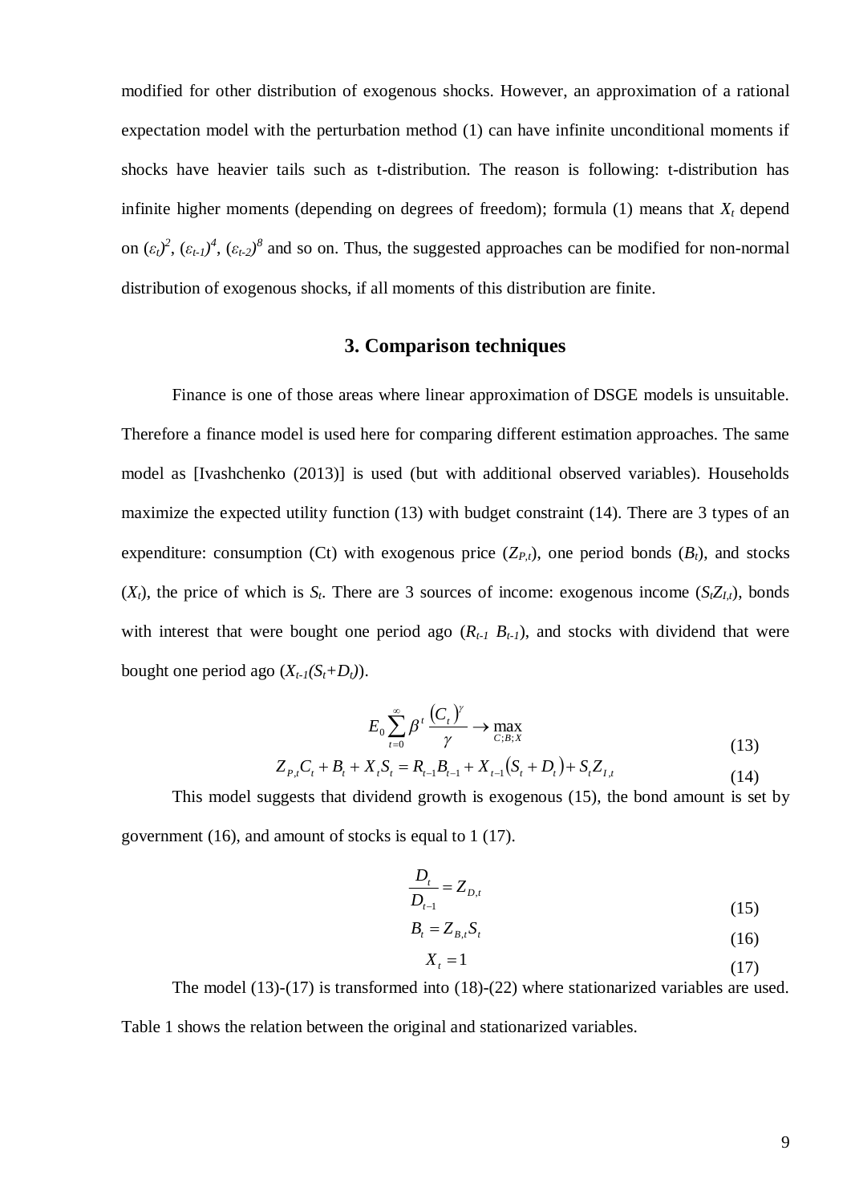modified for other distribution of exogenous shocks. However, an approximation of a rational expectation model with the perturbation method (1) can have infinite unconditional moments if shocks have heavier tails such as t-distribution. The reason is following: t-distribution has infinite higher moments (depending on degrees of freedom); formula (1) means that $X_t$ depend on $(\varepsilon_t)^2$, $(\varepsilon_{t-1})^4$, $(\varepsilon_{t-2})^8$ and so on. Thus, the suggested approaches can be modified for non-normal distribution of exogenous shocks, if all moments of this distribution are finite.

## 3. Comparison techniques

Finance is one of those areas where linear approximation of DSGE models is unsuitable. Therefore a finance model is used here for comparing different estimation approaches. The same model as [Ivashchenko (2013)] is used (but with additional observed variables). Households maximize the expected utility function (13) with budget constraint (14). There are 3 types of an expenditure: consumption (Ct) with exogenous price ($Z_{P,t}$), one period bonds ($B_t$), and stocks ($X_t$), the price of which is $S_t$. There are 3 sources of income: exogenous income ($S_tZ_{I,t}$), bonds with interest that were bought one period ago ($R_{t-1}\ B_{t-1}$), and stocks with dividend that were bought one period ago ($X_{t-1}(S_t+D_t)$).

$$E_0 \sum_{t=0}^{\infty} \beta^t \frac{(C_t)^\gamma}{\gamma} \rightarrow \max_{C;B;X} \tag{13}$$

$$Z_{P,t} C_t + B_t + X_t S_t = R_{t-1} B_{t-1} + X_{t-1}(S_t + D_t) + S_t Z_{I,t} \tag{14}$$

This model suggests that dividend growth is exogenous (15), the bond amount is set by government (16), and amount of stocks is equal to 1 (17).

$$\frac{D_t}{D_{t-1}} = Z_{D,t} \tag{15}$$

$$B_t = Z_{B,t} S_t \tag{16}$$

$$X_t = 1 \tag{17}$$

The model (13)-(17) is transformed into (18)-(22) where stationarized variables are used. Table 1 shows the relation between the original and stationarized variables.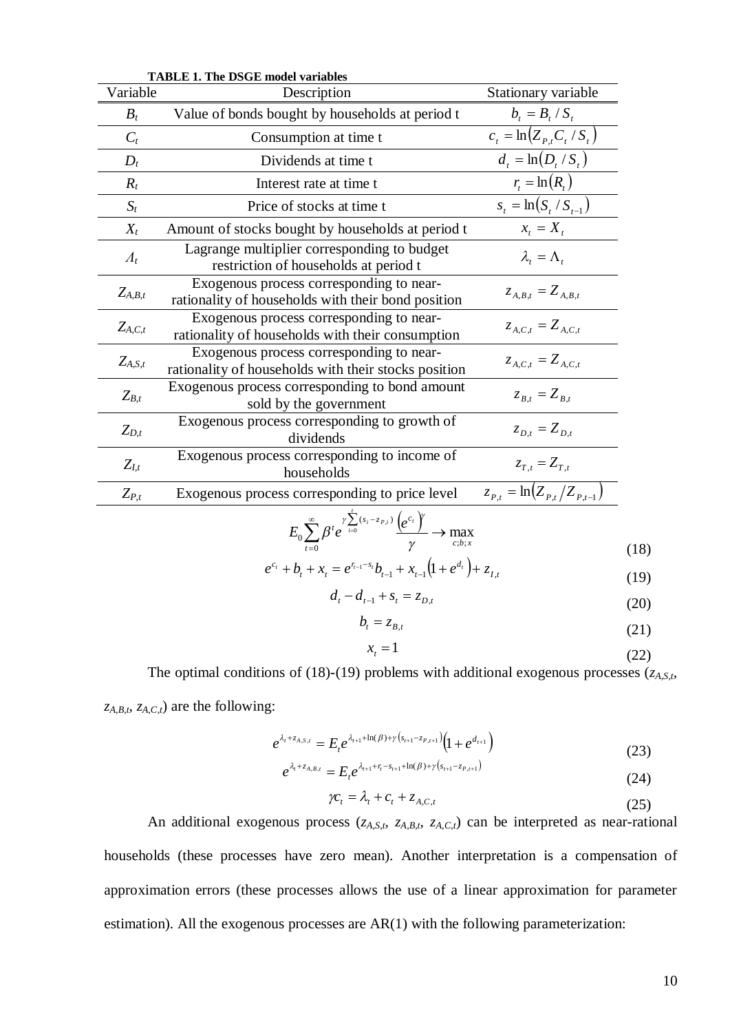**TABLE 1. The DSGE model variables**

| Variable | Description | Stationary variable |
|---|---|---|
| $B_t$ | Value of bonds bought by households at period t | $b_t = B_t / S_t$ |
| $C_t$ | Consumption at time t | $c_t = \ln(Z_{P,t} C_t / S_t)$ |
| $D_t$ | Dividends at time t | $d_t = \ln(D_t / S_t)$ |
| $R_t$ | Interest rate at time t | $r_t = \ln(R_t)$ |
| $S_t$ | Price of stocks at time t | $s_t = \ln(S_t / S_{t-1})$ |
| $X_t$ | Amount of stocks bought by households at period t | $x_t = X_t$ |
| $\Lambda_t$ | Lagrange multiplier corresponding to budget restriction of households at period t | $\lambda_t = \Lambda_t$ |
| $Z_{A,B,t}$ | Exogenous process corresponding to near-rationality of households with their bond position | $z_{A,B,t} = Z_{A,B,t}$ |
| $Z_{A,C,t}$ | Exogenous process corresponding to near-rationality of households with their consumption | $z_{A,C,t} = Z_{A,C,t}$ |
| $Z_{A,S,t}$ | Exogenous process corresponding to near-rationality of households with their stocks position | $z_{A,C,t} = Z_{A,C,t}$ |
| $Z_{B,t}$ | Exogenous process corresponding to bond amount sold by the government | $z_{B,t} = Z_{B,t}$ |
| $Z_{D,t}$ | Exogenous process corresponding to growth of dividends | $z_{D,t} = Z_{D,t}$ |
| $Z_{I,t}$ | Exogenous process corresponding to income of households | $z_{T,t} = Z_{T,t}$ |
| $Z_{P,t}$ | Exogenous process corresponding to price level | $z_{P,t} = \ln(Z_{P,t} / Z_{P,t-1})$ |

$$E_0 \sum_{t=0}^{\infty} \beta^t e^{\gamma \sum_{i=0}^{t} (s_i - z_{P,i})} \frac{\left(e^{c_t}\right)^{\gamma}}{\gamma} \rightarrow \max_{c;b;x} \tag{18}$$

$$e^{c_t} + b_t + x_t = e^{r_{t-1} - s_t} b_{t-1} + x_{t-1}\left(1 + e^{d_t}\right) + z_{I,t} \tag{19}$$

$$d_t - d_{t-1} + s_t = z_{D,t} \tag{20}$$

$$b_t = z_{B,t} \tag{21}$$

$$x_t = 1 \tag{22}$$

The optimal conditions of (18)-(19) problems with additional exogenous processes ($z_{A,S,t}$, $z_{A,B,t}$, $z_{A,C,t}$) are the following:

$$e^{\lambda_t + z_{A,S,t}} = E_t e^{\lambda_{t+1} + \ln(\beta) + \gamma\left(s_{t+1} - z_{P,t+1}\right)}\left(1 + e^{d_{t+1}}\right) \tag{23}$$

$$e^{\lambda_t + z_{A,B,t}} = E_t e^{\lambda_{t+1} + r_t - s_{t+1} + \ln(\beta) + \gamma\left(s_{t+1} - z_{P,t+1}\right)} \tag{24}$$

$$\gamma c_t = \lambda_t + c_t + z_{A,C,t} \tag{25}$$

An additional exogenous process ($z_{A,S,t}$, $z_{A,B,t}$, $z_{A,C,t}$) can be interpreted as near-rational households (these processes have zero mean). Another interpretation is a compensation of approximation errors (these processes allows the use of a linear approximation for parameter estimation). All the exogenous processes are AR(1) with the following parameterization: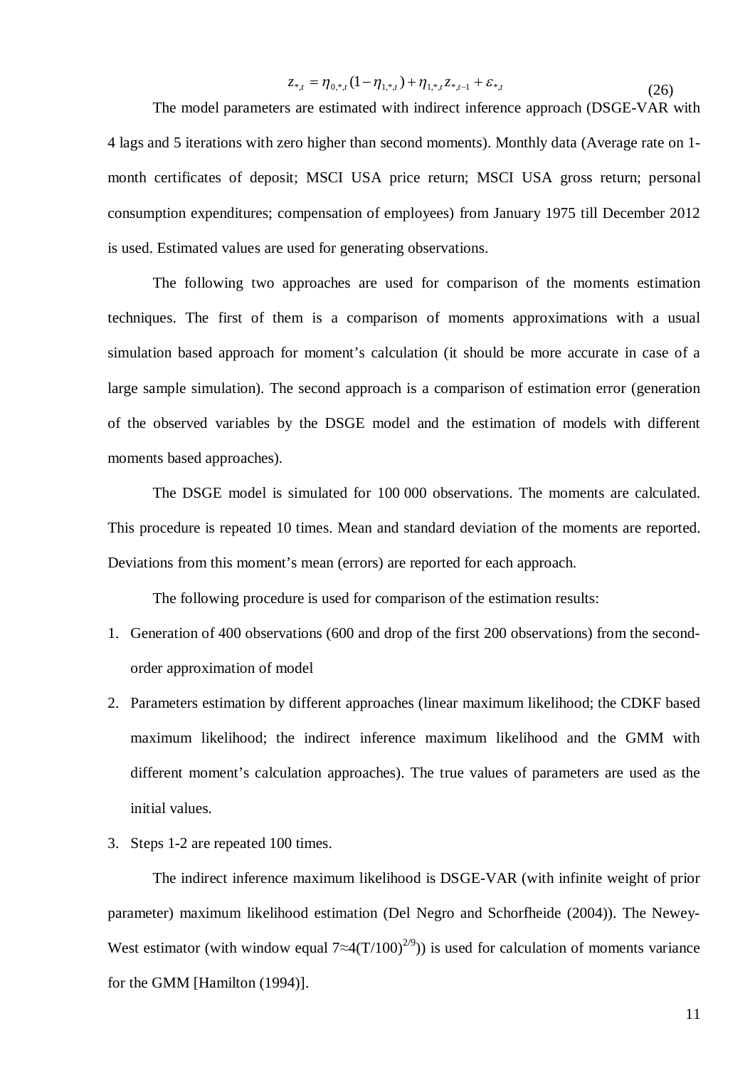$$z_{*,t} = \eta_{0,*,t}(1-\eta_{1,*,t}) + \eta_{1,*,t} z_{*,t-1} + \varepsilon_{*,t} \tag{26}$$

The model parameters are estimated with indirect inference approach (DSGE-VAR with 4 lags and 5 iterations with zero higher than second moments). Monthly data (Average rate on 1-month certificates of deposit; MSCI USA price return; MSCI USA gross return; personal consumption expenditures; compensation of employees) from January 1975 till December 2012 is used. Estimated values are used for generating observations.

The following two approaches are used for comparison of the moments estimation techniques. The first of them is a comparison of moments approximations with a usual simulation based approach for moment's calculation (it should be more accurate in case of a large sample simulation). The second approach is a comparison of estimation error (generation of the observed variables by the DSGE model and the estimation of models with different moments based approaches).

The DSGE model is simulated for 100 000 observations. The moments are calculated. This procedure is repeated 10 times. Mean and standard deviation of the moments are reported. Deviations from this moment's mean (errors) are reported for each approach.

The following procedure is used for comparison of the estimation results:

1. Generation of 400 observations (600 and drop of the first 200 observations) from the second-order approximation of model
2. Parameters estimation by different approaches (linear maximum likelihood; the CDKF based maximum likelihood; the indirect inference maximum likelihood and the GMM with different moment's calculation approaches). The true values of parameters are used as the initial values.
3. Steps 1-2 are repeated 100 times.

The indirect inference maximum likelihood is DSGE-VAR (with infinite weight of prior parameter) maximum likelihood estimation (Del Negro and Schorfheide (2004)). The Newey-West estimator (with window equal $7 \approx 4(T/100)^{2/9}$)) is used for calculation of moments variance for the GMM [Hamilton (1994)].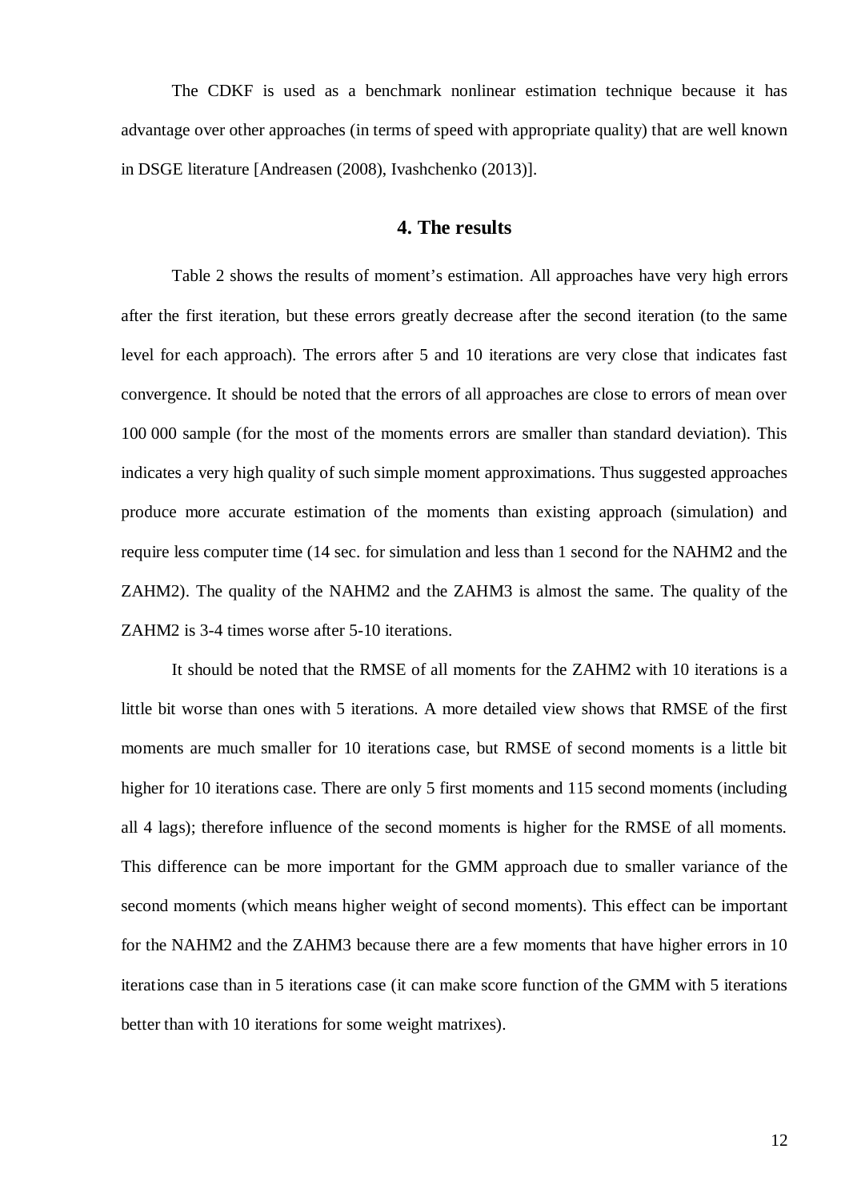The CDKF is used as a benchmark nonlinear estimation technique because it has advantage over other approaches (in terms of speed with appropriate quality) that are well known in DSGE literature [Andreasen (2008), Ivashchenko (2013)].

## 4. The results

Table 2 shows the results of moment's estimation. All approaches have very high errors after the first iteration, but these errors greatly decrease after the second iteration (to the same level for each approach). The errors after 5 and 10 iterations are very close that indicates fast convergence. It should be noted that the errors of all approaches are close to errors of mean over 100 000 sample (for the most of the moments errors are smaller than standard deviation). This indicates a very high quality of such simple moment approximations. Thus suggested approaches produce more accurate estimation of the moments than existing approach (simulation) and require less computer time (14 sec. for simulation and less than 1 second for the NAHM2 and the ZAHM2). The quality of the NAHM2 and the ZAHM3 is almost the same. The quality of the ZAHM2 is 3-4 times worse after 5-10 iterations.

It should be noted that the RMSE of all moments for the ZAHM2 with 10 iterations is a little bit worse than ones with 5 iterations. A more detailed view shows that RMSE of the first moments are much smaller for 10 iterations case, but RMSE of second moments is a little bit higher for 10 iterations case. There are only 5 first moments and 115 second moments (including all 4 lags); therefore influence of the second moments is higher for the RMSE of all moments. This difference can be more important for the GMM approach due to smaller variance of the second moments (which means higher weight of second moments). This effect can be important for the NAHM2 and the ZAHM3 because there are a few moments that have higher errors in 10 iterations case than in 5 iterations case (it can make score function of the GMM with 5 iterations better than with 10 iterations for some weight matrixes).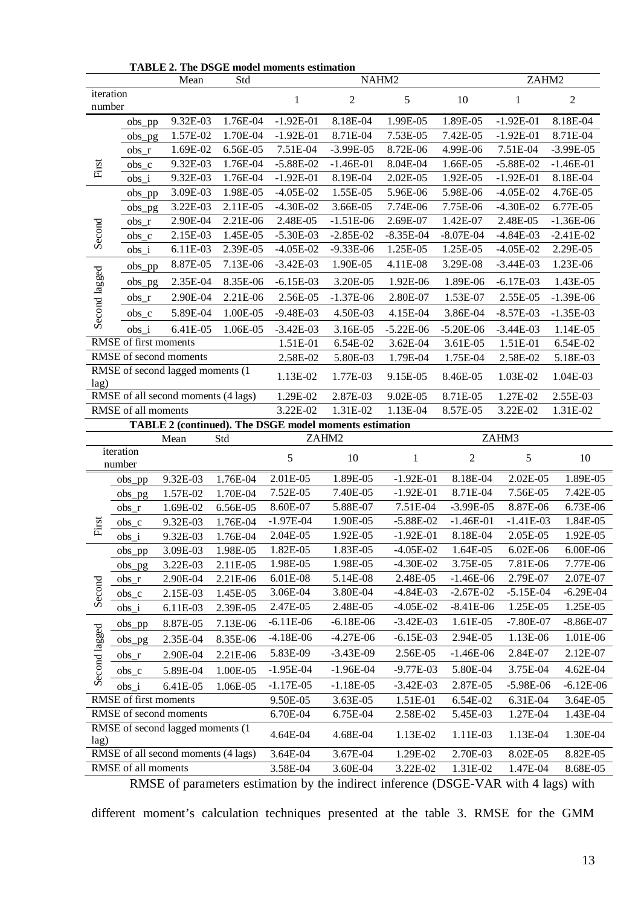**TABLE 2. The DSGE model moments estimation**

| | | Mean | Std | NAHM2 | | | | ZAHM2 | |
|---|---|---|---|---|---|---|---|---|---|
| iteration number | | | | 1 | 2 | 5 | 10 | 1 | 2 |
| First | obs_pp | 9.32E-03 | 1.76E-04 | -1.92E-01 | 8.18E-04 | 1.99E-05 | 1.89E-05 | -1.92E-01 | 8.18E-04 |
| | obs_pg | 1.57E-02 | 1.70E-04 | -1.92E-01 | 8.71E-04 | 7.53E-05 | 7.42E-05 | -1.92E-01 | 8.71E-04 |
| | obs_r | 1.69E-02 | 6.56E-05 | 7.51E-04 | -3.99E-05 | 8.72E-06 | 4.99E-06 | 7.51E-04 | -3.99E-05 |
| | obs_c | 9.32E-03 | 1.76E-04 | -5.88E-02 | -1.46E-01 | 8.04E-04 | 1.66E-05 | -5.88E-02 | -1.46E-01 |
| | obs_i | 9.32E-03 | 1.76E-04 | -1.92E-01 | 8.19E-04 | 2.02E-05 | 1.92E-05 | -1.92E-01 | 8.18E-04 |
| Second | obs_pp | 3.09E-03 | 1.98E-05 | -4.05E-02 | 1.55E-05 | 5.96E-06 | 5.98E-06 | -4.05E-02 | 4.76E-05 |
| | obs_pg | 3.22E-03 | 2.11E-05 | -4.30E-02 | 3.66E-05 | 7.74E-06 | 7.75E-06 | -4.30E-02 | 6.77E-05 |
| | obs_r | 2.90E-04 | 2.21E-06 | 2.48E-05 | -1.51E-06 | 2.69E-07 | 1.42E-07 | 2.48E-05 | -1.36E-06 |
| | obs_c | 2.15E-03 | 1.45E-05 | -5.30E-03 | -2.85E-02 | -8.35E-04 | -8.07E-04 | -4.84E-03 | -2.41E-02 |
| | obs_i | 6.11E-03 | 2.39E-05 | -4.05E-02 | -9.33E-06 | 1.25E-05 | 1.25E-05 | -4.05E-02 | 2.29E-05 |
| Second lagged | obs_pp | 8.87E-05 | 7.13E-06 | -3.42E-03 | 1.90E-05 | 4.11E-08 | 3.29E-08 | -3.44E-03 | 1.23E-06 |
| | obs_pg | 2.35E-04 | 8.35E-06 | -6.15E-03 | 3.20E-05 | 1.92E-06 | 1.89E-06 | -6.17E-03 | 1.43E-05 |
| | obs_r | 2.90E-04 | 2.21E-06 | 2.56E-05 | -1.37E-06 | 2.80E-07 | 1.53E-07 | 2.55E-05 | -1.39E-06 |
| | obs_c | 5.89E-04 | 1.00E-05 | -9.48E-03 | 4.50E-03 | 4.15E-04 | 3.86E-04 | -8.57E-03 | -1.35E-03 |
| | obs_i | 6.41E-05 | 1.06E-05 | -3.42E-03 | 3.16E-05 | -5.22E-06 | -5.20E-06 | -3.44E-03 | 1.14E-05 |
| RMSE of first moments | | | | 1.51E-01 | 6.54E-02 | 3.62E-04 | 3.61E-05 | 1.51E-01 | 6.54E-02 |
| RMSE of second moments | | | | 2.58E-02 | 5.80E-03 | 1.79E-04 | 1.75E-04 | 2.58E-02 | 5.18E-03 |
| RMSE of second lagged moments (1 lag) | | | | 1.13E-02 | 1.77E-03 | 9.15E-05 | 8.46E-05 | 1.03E-02 | 1.04E-03 |
| RMSE of all second moments (4 lags) | | | | 1.29E-02 | 2.87E-03 | 9.02E-05 | 8.71E-05 | 1.27E-02 | 2.55E-03 |
| RMSE of all moments | | | | 3.22E-02 | 1.31E-02 | 1.13E-04 | 8.57E-05 | 3.22E-02 | 1.31E-02 |

**TABLE 2 (continued). The DSGE model moments estimation**

| | | Mean | Std | ZAHM2 | | ZAHM3 | | | |
|---|---|---|---|---|---|---|---|---|---|
| iteration number | | | | 5 | 10 | 1 | 2 | 5 | 10 |
| First | obs_pp | 9.32E-03 | 1.76E-04 | 2.01E-05 | 1.89E-05 | -1.92E-01 | 8.18E-04 | 2.02E-05 | 1.89E-05 |
| | obs_pg | 1.57E-02 | 1.70E-04 | 7.52E-05 | 7.40E-05 | -1.92E-01 | 8.71E-04 | 7.56E-05 | 7.42E-05 |
| | obs_r | 1.69E-02 | 6.56E-05 | 8.60E-07 | 5.88E-07 | 7.51E-04 | -3.99E-05 | 8.87E-06 | 6.73E-06 |
| | obs_c | 9.32E-03 | 1.76E-04 | -1.97E-04 | 1.90E-05 | -5.88E-02 | -1.46E-01 | -1.41E-03 | 1.84E-05 |
| | obs_i | 9.32E-03 | 1.76E-04 | 2.04E-05 | 1.92E-05 | -1.92E-01 | 8.18E-04 | 2.05E-05 | 1.92E-05 |
| Second | obs_pp | 3.09E-03 | 1.98E-05 | 1.82E-05 | 1.83E-05 | -4.05E-02 | 1.64E-05 | 6.02E-06 | 6.00E-06 |
| | obs_pg | 3.22E-03 | 2.11E-05 | 1.98E-05 | 1.98E-05 | -4.30E-02 | 3.75E-05 | 7.81E-06 | 7.77E-06 |
| | obs_r | 2.90E-04 | 2.21E-06 | 6.01E-08 | 5.14E-08 | 2.48E-05 | -1.46E-06 | 2.79E-07 | 2.07E-07 |
| | obs_c | 2.15E-03 | 1.45E-05 | 3.06E-04 | 3.80E-04 | -4.84E-03 | -2.67E-02 | -5.15E-04 | -6.29E-04 |
| | obs_i | 6.11E-03 | 2.39E-05 | 2.47E-05 | 2.48E-05 | -4.05E-02 | -8.41E-06 | 1.25E-05 | 1.25E-05 |
| Second lagged | obs_pp | 8.87E-05 | 7.13E-06 | -6.11E-06 | -6.18E-06 | -3.42E-03 | 1.61E-05 | -7.80E-07 | -8.86E-07 |
| | obs_pg | 2.35E-04 | 8.35E-06 | -4.18E-06 | -4.27E-06 | -6.15E-03 | 2.94E-05 | 1.13E-06 | 1.01E-06 |
| | obs_r | 2.90E-04 | 2.21E-06 | 5.83E-09 | -3.43E-09 | 2.56E-05 | -1.46E-06 | 2.84E-07 | 2.12E-07 |
| | obs_c | 5.89E-04 | 1.00E-05 | -1.95E-04 | -1.96E-04 | -9.77E-03 | 5.80E-04 | 3.75E-04 | 4.62E-04 |
| | obs_i | 6.41E-05 | 1.06E-05 | -1.17E-05 | -1.18E-05 | -3.42E-03 | 2.87E-05 | -5.98E-06 | -6.12E-06 |
| RMSE of first moments | | | | 9.50E-05 | 3.63E-05 | 1.51E-01 | 6.54E-02 | 6.31E-04 | 3.64E-05 |
| RMSE of second moments | | | | 6.70E-04 | 6.75E-04 | 2.58E-02 | 5.45E-03 | 1.27E-04 | 1.43E-04 |
| RMSE of second lagged moments (1 lag) | | | | 4.64E-04 | 4.68E-04 | 1.13E-02 | 1.11E-03 | 1.13E-04 | 1.30E-04 |
| RMSE of all second moments (4 lags) | | | | 3.64E-04 | 3.67E-04 | 1.29E-02 | 2.70E-03 | 8.02E-05 | 8.82E-05 |
| RMSE of all moments | | | | 3.58E-04 | 3.60E-04 | 3.22E-02 | 1.31E-02 | 1.47E-04 | 8.68E-05 |

RMSE of parameters estimation by the indirect inference (DSGE-VAR with 4 lags) with different moment's calculation techniques presented at the table 3. RMSE for the GMM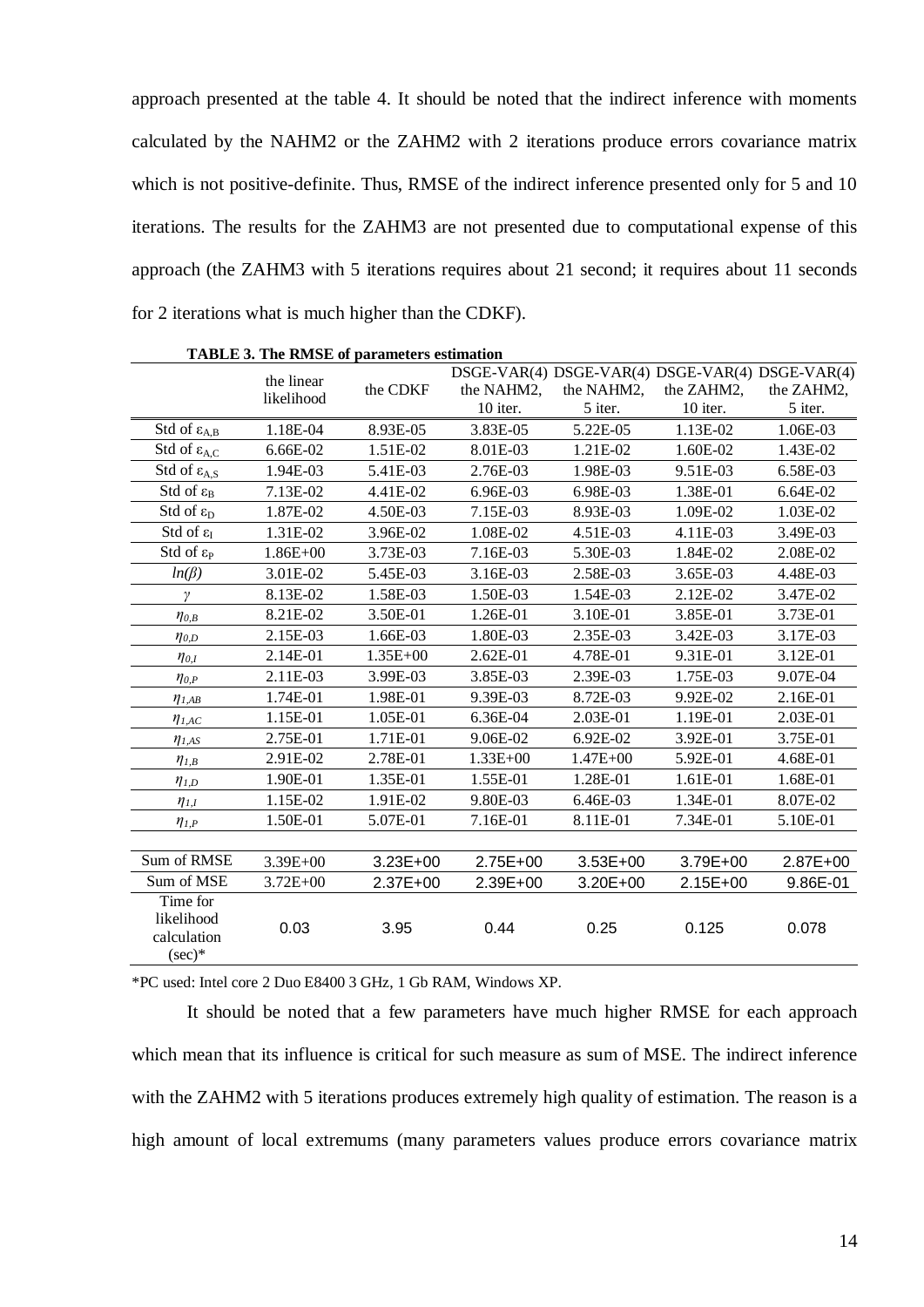approach presented at the table 4. It should be noted that the indirect inference with moments calculated by the NAHM2 or the ZAHM2 with 2 iterations produce errors covariance matrix which is not positive-definite. Thus, RMSE of the indirect inference presented only for 5 and 10 iterations. The results for the ZAHM3 are not presented due to computational expense of this approach (the ZAHM3 with 5 iterations requires about 21 second; it requires about 11 seconds for 2 iterations what is much higher than the CDKF).

**TABLE 3. The RMSE of parameters estimation**

| | the linear likelihood | the CDKF | DSGE-VAR(4) the NAHM2, 10 iter. | DSGE-VAR(4) the NAHM2, 5 iter. | DSGE-VAR(4) the ZAHM2, 10 iter. | DSGE-VAR(4) the ZAHM2, 5 iter. |
|---|---|---|---|---|---|---|
| Std of $\varepsilon_{A,B}$ | 1.18E-04 | 8.93E-05 | 3.83E-05 | 5.22E-05 | 1.13E-02 | 1.06E-03 |
| Std of $\varepsilon_{A,C}$ | 6.66E-02 | 1.51E-02 | 8.01E-03 | 1.21E-02 | 1.60E-02 | 1.43E-02 |
| Std of $\varepsilon_{A,S}$ | 1.94E-03 | 5.41E-03 | 2.76E-03 | 1.98E-03 | 9.51E-03 | 6.58E-03 |
| Std of $\varepsilon_{B}$ | 7.13E-02 | 4.41E-02 | 6.96E-03 | 6.98E-03 | 1.38E-01 | 6.64E-02 |
| Std of $\varepsilon_{D}$ | 1.87E-02 | 4.50E-03 | 7.15E-03 | 8.93E-03 | 1.09E-02 | 1.03E-02 |
| Std of $\varepsilon_{I}$ | 1.31E-02 | 3.96E-02 | 1.08E-02 | 4.51E-03 | 4.11E-03 | 3.49E-03 |
| Std of $\varepsilon_{P}$ | 1.86E+00 | 3.73E-03 | 7.16E-03 | 5.30E-03 | 1.84E-02 | 2.08E-02 |
| $ln(\beta)$ | 3.01E-02 | 5.45E-03 | 3.16E-03 | 2.58E-03 | 3.65E-03 | 4.48E-03 |
| $\gamma$ | 8.13E-02 | 1.58E-03 | 1.50E-03 | 1.54E-03 | 2.12E-02 | 3.47E-02 |
| $\eta_{0,B}$ | 8.21E-02 | 3.50E-01 | 1.26E-01 | 3.10E-01 | 3.85E-01 | 3.73E-01 |
| $\eta_{0,D}$ | 2.15E-03 | 1.66E-03 | 1.80E-03 | 2.35E-03 | 3.42E-03 | 3.17E-03 |
| $\eta_{0,I}$ | 2.14E-01 | 1.35E+00 | 2.62E-01 | 4.78E-01 | 9.31E-01 | 3.12E-01 |
| $\eta_{0,P}$ | 2.11E-03 | 3.99E-03 | 3.85E-03 | 2.39E-03 | 1.75E-03 | 9.07E-04 |
| $\eta_{1,AB}$ | 1.74E-01 | 1.98E-01 | 9.39E-03 | 8.72E-03 | 9.92E-02 | 2.16E-01 |
| $\eta_{1,AC}$ | 1.15E-01 | 1.05E-01 | 6.36E-04 | 2.03E-01 | 1.19E-01 | 2.03E-01 |
| $\eta_{1,AS}$ | 2.75E-01 | 1.71E-01 | 9.06E-02 | 6.92E-02 | 3.92E-01 | 3.75E-01 |
| $\eta_{1,B}$ | 2.91E-02 | 2.78E-01 | 1.33E+00 | 1.47E+00 | 5.92E-01 | 4.68E-01 |
| $\eta_{1,D}$ | 1.90E-01 | 1.35E-01 | 1.55E-01 | 1.28E-01 | 1.61E-01 | 1.68E-01 |
| $\eta_{1,I}$ | 1.15E-02 | 1.91E-02 | 9.80E-03 | 6.46E-03 | 1.34E-01 | 8.07E-02 |
| $\eta_{1,P}$ | 1.50E-01 | 5.07E-01 | 7.16E-01 | 8.11E-01 | 7.34E-01 | 5.10E-01 |
| Sum of RMSE | 3.39E+00 | 3.23E+00 | 2.75E+00 | 3.53E+00 | 3.79E+00 | 2.87E+00 |
| Sum of MSE | 3.72E+00 | 2.37E+00 | 2.39E+00 | 3.20E+00 | 2.15E+00 | 9.86E-01 |
| Time for likelihood calculation (sec)* | 0.03 | 3.95 | 0.44 | 0.25 | 0.125 | 0.078 |

*PC used: Intel core 2 Duo E8400 3 GHz, 1 Gb RAM, Windows XP.

It should be noted that a few parameters have much higher RMSE for each approach which mean that its influence is critical for such measure as sum of MSE. The indirect inference with the ZAHM2 with 5 iterations produces extremely high quality of estimation. The reason is a high amount of local extremums (many parameters values produce errors covariance matrix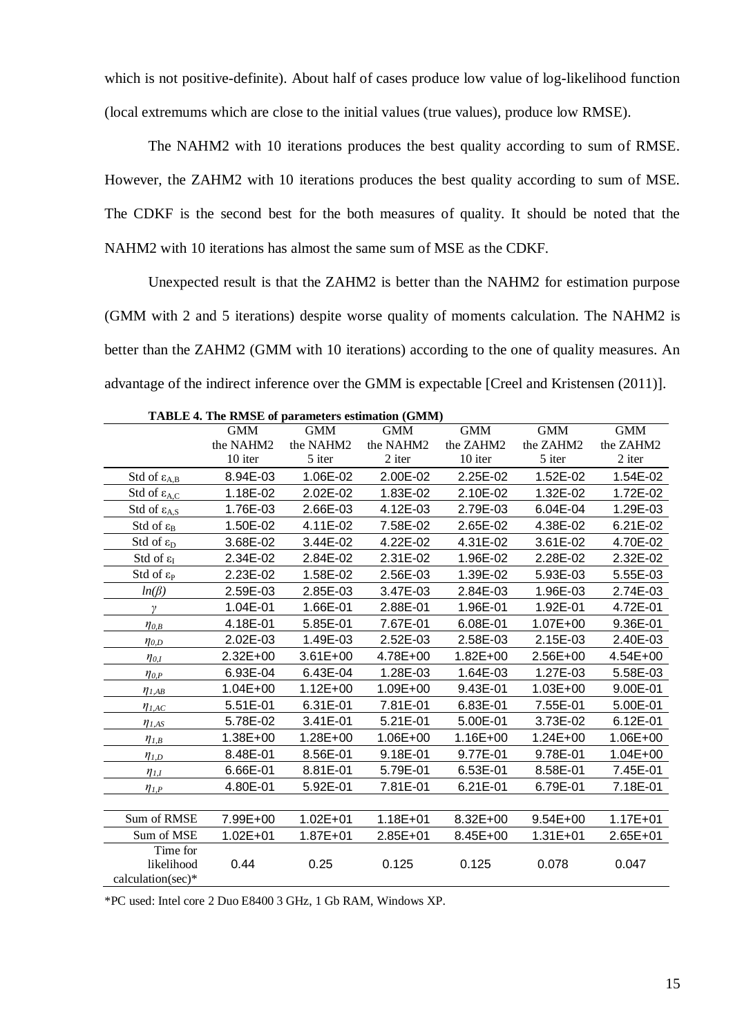which is not positive-definite). About half of cases produce low value of log-likelihood function (local extremums which are close to the initial values (true values), produce low RMSE).

The NAHM2 with 10 iterations produces the best quality according to sum of RMSE. However, the ZAHM2 with 10 iterations produces the best quality according to sum of MSE. The CDKF is the second best for the both measures of quality. It should be noted that the NAHM2 with 10 iterations has almost the same sum of MSE as the CDKF.

Unexpected result is that the ZAHM2 is better than the NAHM2 for estimation purpose (GMM with 2 and 5 iterations) despite worse quality of moments calculation. The NAHM2 is better than the ZAHM2 (GMM with 10 iterations) according to the one of quality measures. An advantage of the indirect inference over the GMM is expectable [Creel and Kristensen (2011)].

**TABLE 4. The RMSE of parameters estimation (GMM)**

| | GMM the NAHM2 10 iter | GMM the NAHM2 5 iter | GMM the NAHM2 2 iter | GMM the ZAHM2 10 iter | GMM the ZAHM2 5 iter | GMM the ZAHM2 2 iter |
|---|---|---|---|---|---|---|
| Std of $\varepsilon_{A,B}$ | 8.94E-03 | 1.06E-02 | 2.00E-02 | 2.25E-02 | 1.52E-02 | 1.54E-02 |
| Std of $\varepsilon_{A,C}$ | 1.18E-02 | 2.02E-02 | 1.83E-02 | 2.10E-02 | 1.32E-02 | 1.72E-02 |
| Std of $\varepsilon_{A,S}$ | 1.76E-03 | 2.66E-03 | 4.12E-03 | 2.79E-03 | 6.04E-04 | 1.29E-03 |
| Std of $\varepsilon_{B}$ | 1.50E-02 | 4.11E-02 | 7.58E-02 | 2.65E-02 | 4.38E-02 | 6.21E-02 |
| Std of $\varepsilon_{D}$ | 3.68E-02 | 3.44E-02 | 4.22E-02 | 4.31E-02 | 3.61E-02 | 4.70E-02 |
| Std of $\varepsilon_{I}$ | 2.34E-02 | 2.84E-02 | 2.31E-02 | 1.96E-02 | 2.28E-02 | 2.32E-02 |
| Std of $\varepsilon_{P}$ | 2.23E-02 | 1.58E-02 | 2.56E-03 | 1.39E-02 | 5.93E-03 | 5.55E-03 |
| $ln(\beta)$ | 2.59E-03 | 2.85E-03 | 3.47E-03 | 2.84E-03 | 1.96E-03 | 2.74E-03 |
| $\gamma$ | 1.04E-01 | 1.66E-01 | 2.88E-01 | 1.96E-01 | 1.92E-01 | 4.72E-01 |
| $\eta_{0,B}$ | 4.18E-01 | 5.85E-01 | 7.67E-01 | 6.08E-01 | 1.07E+00 | 9.36E-01 |
| $\eta_{0,D}$ | 2.02E-03 | 1.49E-03 | 2.52E-03 | 2.58E-03 | 2.15E-03 | 2.40E-03 |
| $\eta_{0,I}$ | 2.32E+00 | 3.61E+00 | 4.78E+00 | 1.82E+00 | 2.56E+00 | 4.54E+00 |
| $\eta_{0,P}$ | 6.93E-04 | 6.43E-04 | 1.28E-03 | 1.64E-03 | 1.27E-03 | 5.58E-03 |
| $\eta_{1,AB}$ | 1.04E+00 | 1.12E+00 | 1.09E+00 | 9.43E-01 | 1.03E+00 | 9.00E-01 |
| $\eta_{1,AC}$ | 5.51E-01 | 6.31E-01 | 7.81E-01 | 6.83E-01 | 7.55E-01 | 5.00E-01 |
| $\eta_{1,AS}$ | 5.78E-02 | 3.41E-01 | 5.21E-01 | 5.00E-01 | 3.73E-02 | 6.12E-01 |
| $\eta_{1,B}$ | 1.38E+00 | 1.28E+00 | 1.06E+00 | 1.16E+00 | 1.24E+00 | 1.06E+00 |
| $\eta_{1,D}$ | 8.48E-01 | 8.56E-01 | 9.18E-01 | 9.77E-01 | 9.78E-01 | 1.04E+00 |
| $\eta_{1,I}$ | 6.66E-01 | 8.81E-01 | 5.79E-01 | 6.53E-01 | 8.58E-01 | 7.45E-01 |
| $\eta_{1,P}$ | 4.80E-01 | 5.92E-01 | 7.81E-01 | 6.21E-01 | 6.79E-01 | 7.18E-01 |
| | | | | | | |
| Sum of RMSE | 7.99E+00 | 1.02E+01 | 1.18E+01 | 8.32E+00 | 9.54E+00 | 1.17E+01 |
| Sum of MSE | 1.02E+01 | 1.87E+01 | 2.85E+01 | 8.45E+00 | 1.31E+01 | 2.65E+01 |
| Time for likelihood calculation(sec)* | 0.44 | 0.25 | 0.125 | 0.125 | 0.078 | 0.047 |

*PC used: Intel core 2 Duo E8400 3 GHz, 1 Gb RAM, Windows XP.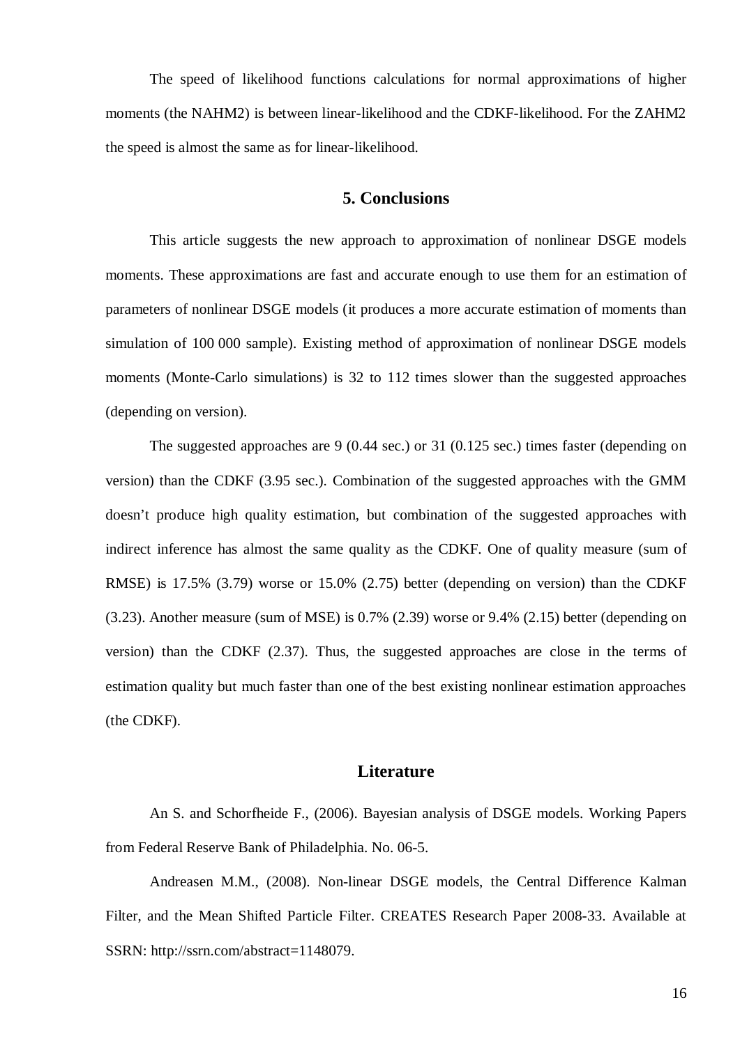The speed of likelihood functions calculations for normal approximations of higher moments (the NAHM2) is between linear-likelihood and the CDKF-likelihood. For the ZAHM2 the speed is almost the same as for linear-likelihood.

## 5. Conclusions

This article suggests the new approach to approximation of nonlinear DSGE models moments. These approximations are fast and accurate enough to use them for an estimation of parameters of nonlinear DSGE models (it produces a more accurate estimation of moments than simulation of 100 000 sample). Existing method of approximation of nonlinear DSGE models moments (Monte-Carlo simulations) is 32 to 112 times slower than the suggested approaches (depending on version).

The suggested approaches are 9 (0.44 sec.) or 31 (0.125 sec.) times faster (depending on version) than the CDKF (3.95 sec.). Combination of the suggested approaches with the GMM doesn't produce high quality estimation, but combination of the suggested approaches with indirect inference has almost the same quality as the CDKF. One of quality measure (sum of RMSE) is 17.5% (3.79) worse or 15.0% (2.75) better (depending on version) than the CDKF (3.23). Another measure (sum of MSE) is 0.7% (2.39) worse or 9.4% (2.15) better (depending on version) than the CDKF (2.37). Thus, the suggested approaches are close in the terms of estimation quality but much faster than one of the best existing nonlinear estimation approaches (the CDKF).

## Literature

An S. and Schorfheide F., (2006). Bayesian analysis of DSGE models. Working Papers from Federal Reserve Bank of Philadelphia. No. 06-5.

Andreasen M.M., (2008). Non-linear DSGE models, the Central Difference Kalman Filter, and the Mean Shifted Particle Filter. CREATES Research Paper 2008-33. Available at SSRN: http://ssrn.com/abstract=1148079.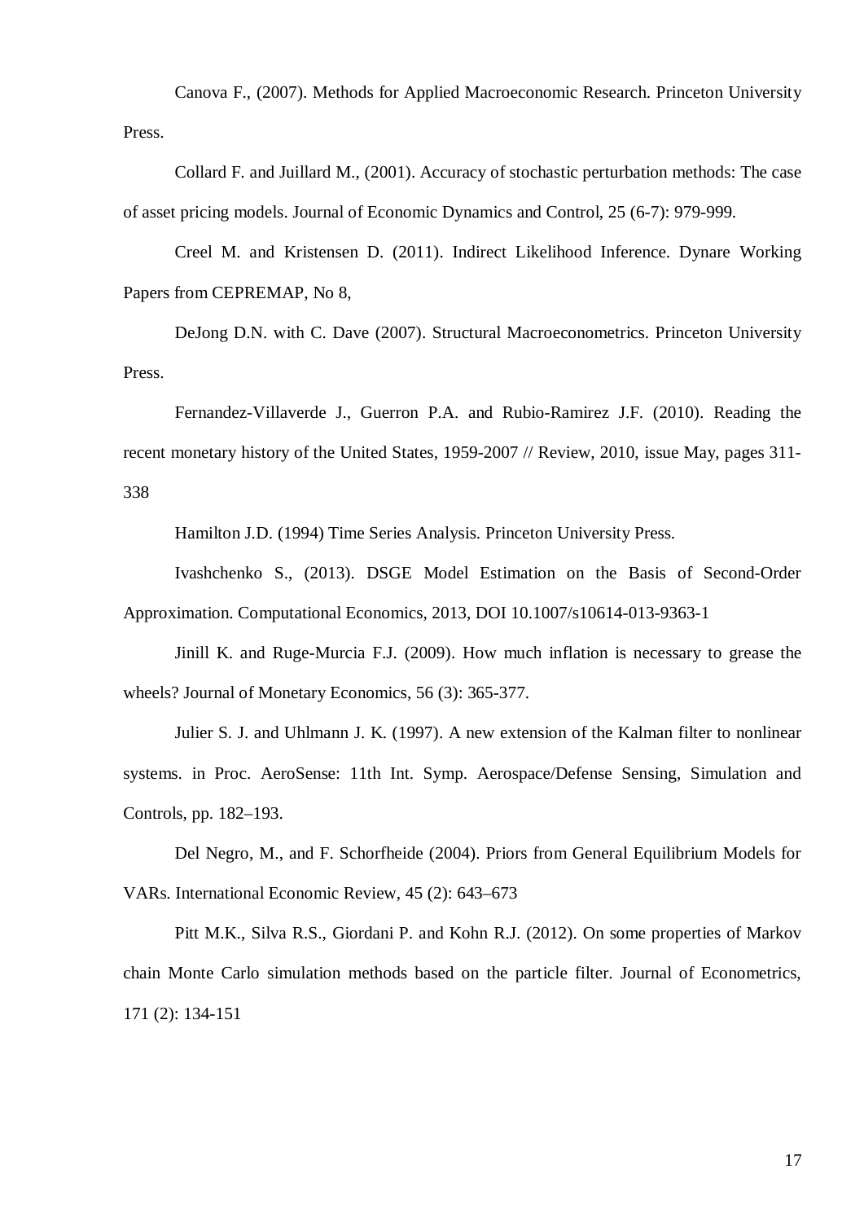Canova F., (2007). Methods for Applied Macroeconomic Research. Princeton University Press.

Collard F. and Juillard M., (2001). Accuracy of stochastic perturbation methods: The case of asset pricing models. Journal of Economic Dynamics and Control, 25 (6-7): 979-999.

Creel M. and Kristensen D. (2011). Indirect Likelihood Inference. Dynare Working Papers from CEPREMAP, No 8,

DeJong D.N. with C. Dave (2007). Structural Macroeconometrics. Princeton University Press.

Fernandez-Villaverde J., Guerron P.A. and Rubio-Ramirez J.F. (2010). Reading the recent monetary history of the United States, 1959-2007 // Review, 2010, issue May, pages 311-338

Hamilton J.D. (1994) Time Series Analysis. Princeton University Press.

Ivashchenko S., (2013). DSGE Model Estimation on the Basis of Second-Order Approximation. Computational Economics, 2013, DOI 10.1007/s10614-013-9363-1

Jinill K. and Ruge-Murcia F.J. (2009). How much inflation is necessary to grease the wheels? Journal of Monetary Economics, 56 (3): 365-377.

Julier S. J. and Uhlmann J. K. (1997). A new extension of the Kalman filter to nonlinear systems. in Proc. AeroSense: 11th Int. Symp. Aerospace/Defense Sensing, Simulation and Controls, pp. 182–193.

Del Negro, M., and F. Schorfheide (2004). Priors from General Equilibrium Models for VARs. International Economic Review, 45 (2): 643–673

Pitt M.K., Silva R.S., Giordani P. and Kohn R.J. (2012). On some properties of Markov chain Monte Carlo simulation methods based on the particle filter. Journal of Econometrics, 171 (2): 134-151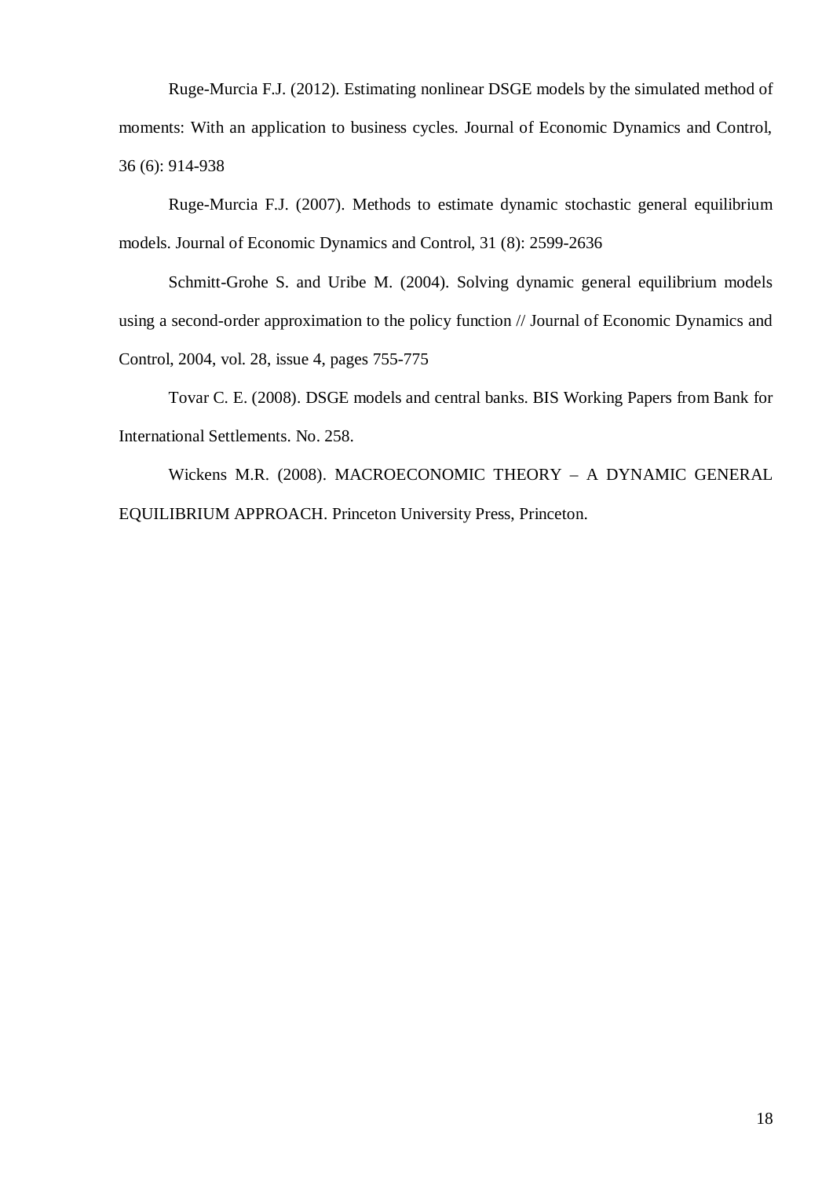Ruge-Murcia F.J. (2012). Estimating nonlinear DSGE models by the simulated method of moments: With an application to business cycles. Journal of Economic Dynamics and Control, 36 (6): 914-938

Ruge-Murcia F.J. (2007). Methods to estimate dynamic stochastic general equilibrium models. Journal of Economic Dynamics and Control, 31 (8): 2599-2636

Schmitt-Grohe S. and Uribe M. (2004). Solving dynamic general equilibrium models using a second-order approximation to the policy function // Journal of Economic Dynamics and Control, 2004, vol. 28, issue 4, pages 755-775

Tovar C. E. (2008). DSGE models and central banks. BIS Working Papers from Bank for International Settlements. No. 258.

Wickens M.R. (2008). MACROECONOMIC THEORY – A DYNAMIC GENERAL EQUILIBRIUM APPROACH. Princeton University Press, Princeton.